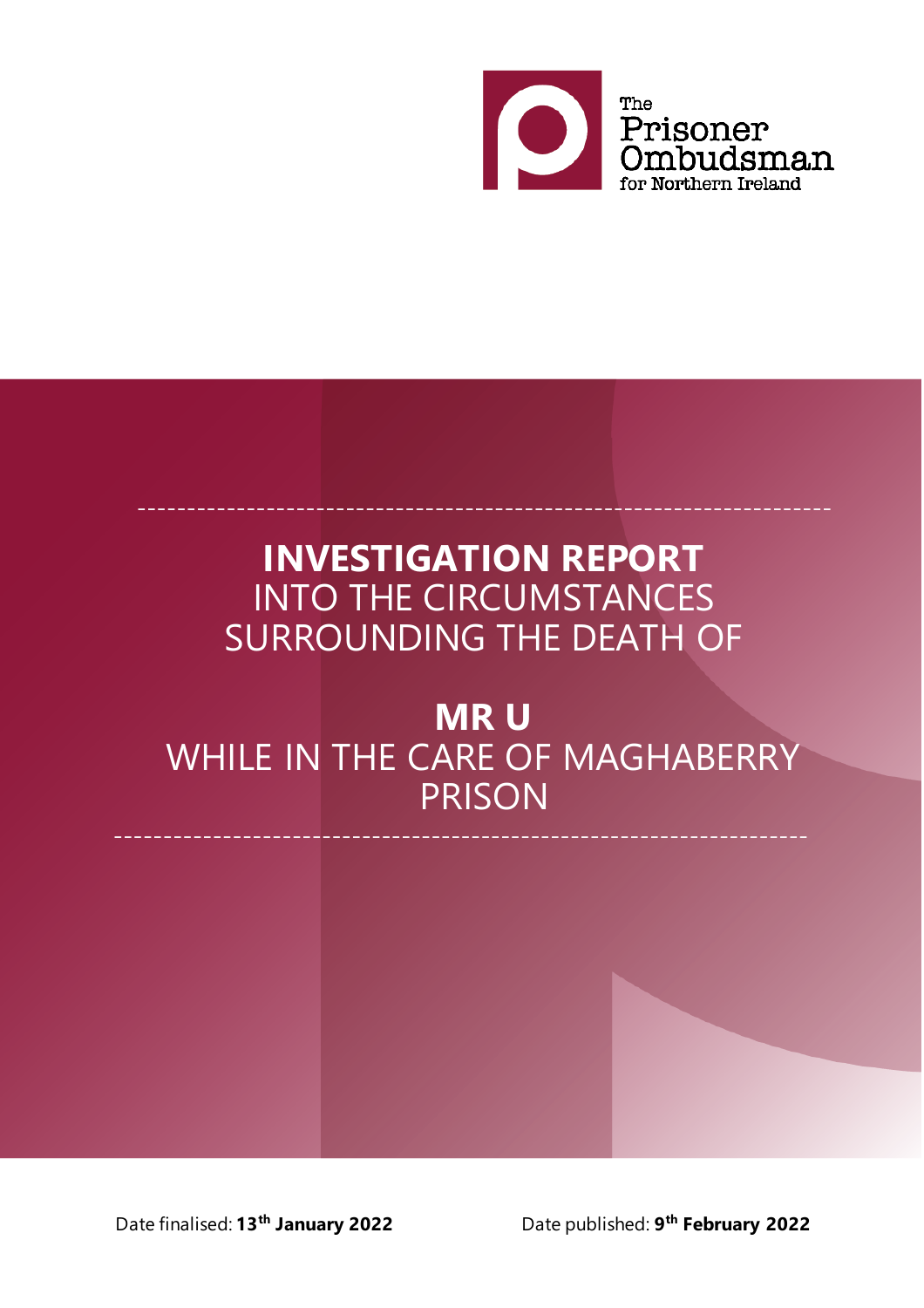The Prisoner Ombudsman for Northern Ireland

# INVESTIGATION REPORT
INTO THE CIRCUMSTANCES SURROUNDING THE DEATH OF

# MR U
WHILE IN THE CARE OF MAGHABERRY PRISON

Date finalised: **13th January 2022**

Date published: **9th February 2022**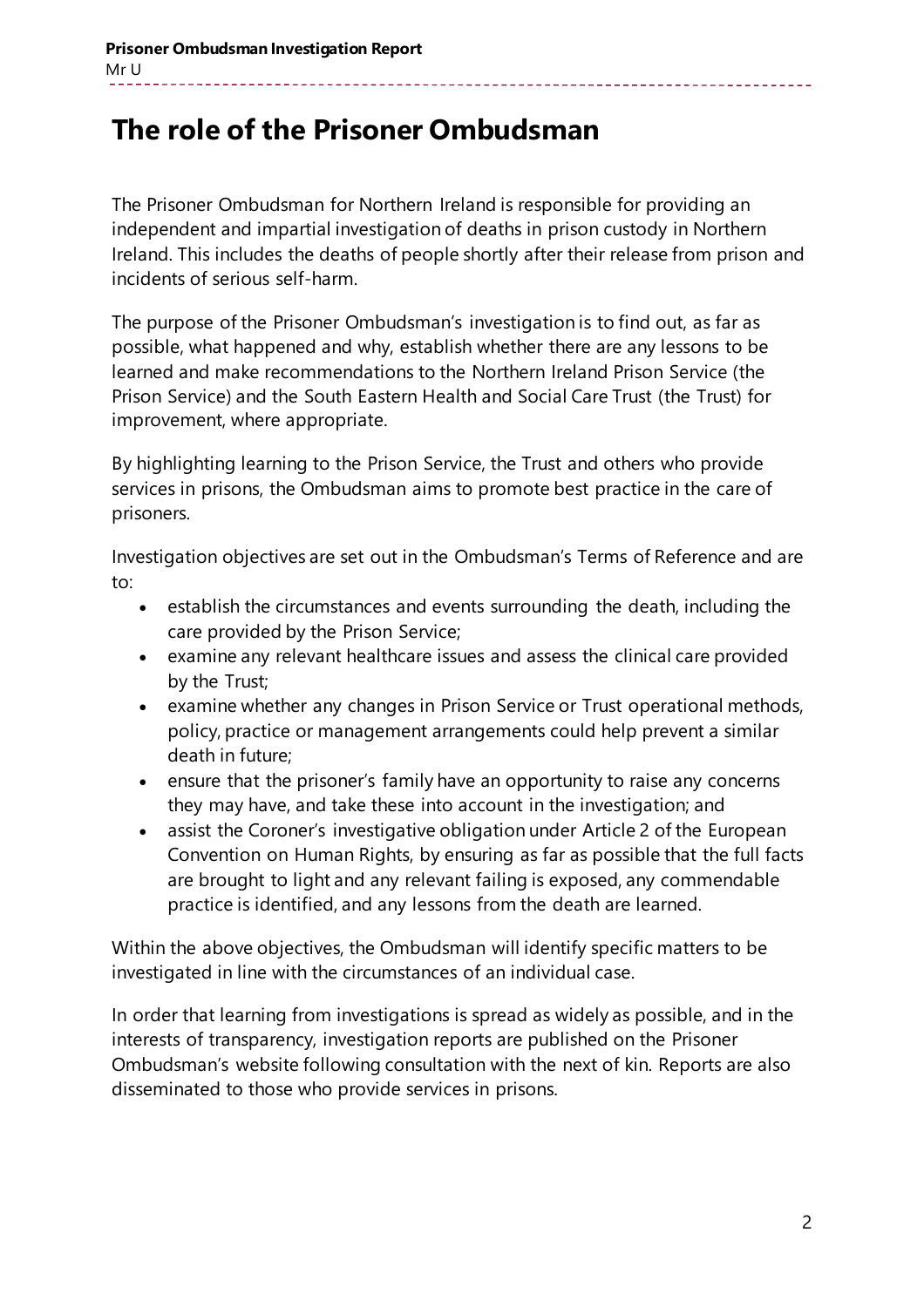# The role of the Prisoner Ombudsman

The Prisoner Ombudsman for Northern Ireland is responsible for providing an independent and impartial investigation of deaths in prison custody in Northern Ireland. This includes the deaths of people shortly after their release from prison and incidents of serious self-harm.

The purpose of the Prisoner Ombudsman's investigation is to find out, as far as possible, what happened and why, establish whether there are any lessons to be learned and make recommendations to the Northern Ireland Prison Service (the Prison Service) and the South Eastern Health and Social Care Trust (the Trust) for improvement, where appropriate.

By highlighting learning to the Prison Service, the Trust and others who provide services in prisons, the Ombudsman aims to promote best practice in the care of prisoners.

Investigation objectives are set out in the Ombudsman's Terms of Reference and are to:

- establish the circumstances and events surrounding the death, including the care provided by the Prison Service;
- examine any relevant healthcare issues and assess the clinical care provided by the Trust;
- examine whether any changes in Prison Service or Trust operational methods, policy, practice or management arrangements could help prevent a similar death in future;
- ensure that the prisoner's family have an opportunity to raise any concerns they may have, and take these into account in the investigation; and
- assist the Coroner's investigative obligation under Article 2 of the European Convention on Human Rights, by ensuring as far as possible that the full facts are brought to light and any relevant failing is exposed, any commendable practice is identified, and any lessons from the death are learned.

Within the above objectives, the Ombudsman will identify specific matters to be investigated in line with the circumstances of an individual case.

In order that learning from investigations is spread as widely as possible, and in the interests of transparency, investigation reports are published on the Prisoner Ombudsman's website following consultation with the next of kin. Reports are also disseminated to those who provide services in prisons.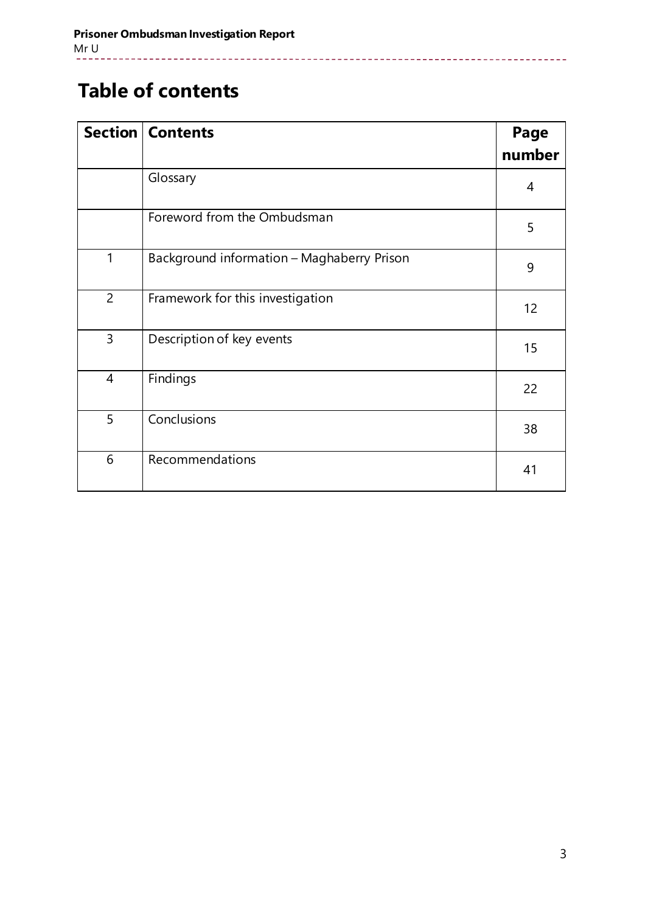# Table of contents

| Section | Contents | Page number |
| --- | --- | --- |
| | Glossary | 4 |
| | Foreword from the Ombudsman | 5 |
| 1 | Background information – Maghaberry Prison | 9 |
| 2 | Framework for this investigation | 12 |
| 3 | Description of key events | 15 |
| 4 | Findings | 22 |
| 5 | Conclusions | 38 |
| 6 | Recommendations | 41 |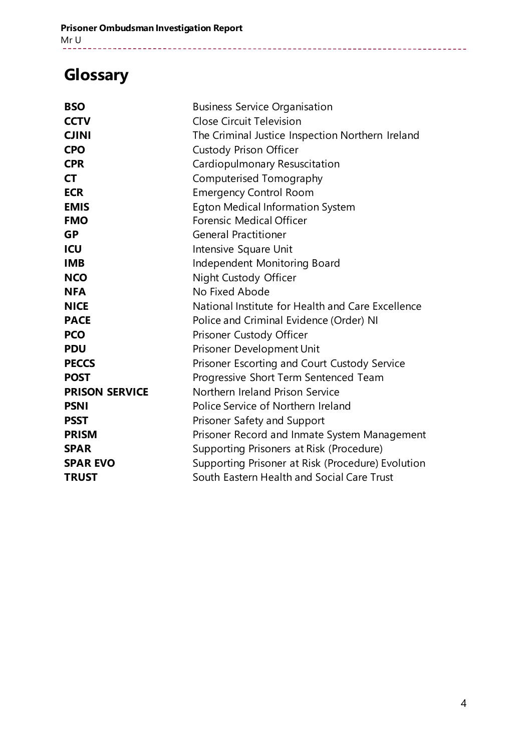# Glossary

| | |
|---|---|
| **BSO** | Business Service Organisation |
| **CCTV** | Close Circuit Television |
| **CJINI** | The Criminal Justice Inspection Northern Ireland |
| **CPO** | Custody Prison Officer |
| **CPR** | Cardiopulmonary Resuscitation |
| **CT** | Computerised Tomography |
| **ECR** | Emergency Control Room |
| **EMIS** | Egton Medical Information System |
| **FMO** | Forensic Medical Officer |
| **GP** | General Practitioner |
| **ICU** | Intensive Square Unit |
| **IMB** | Independent Monitoring Board |
| **NCO** | Night Custody Officer |
| **NFA** | No Fixed Abode |
| **NICE** | National Institute for Health and Care Excellence |
| **PACE** | Police and Criminal Evidence (Order) NI |
| **PCO** | Prisoner Custody Officer |
| **PDU** | Prisoner Development Unit |
| **PECCS** | Prisoner Escorting and Court Custody Service |
| **POST** | Progressive Short Term Sentenced Team |
| **PRISON SERVICE** | Northern Ireland Prison Service |
| **PSNI** | Police Service of Northern Ireland |
| **PSST** | Prisoner Safety and Support |
| **PRISM** | Prisoner Record and Inmate System Management |
| **SPAR** | Supporting Prisoners at Risk (Procedure) |
| **SPAR EVO** | Supporting Prisoner at Risk (Procedure) Evolution |
| **TRUST** | South Eastern Health and Social Care Trust |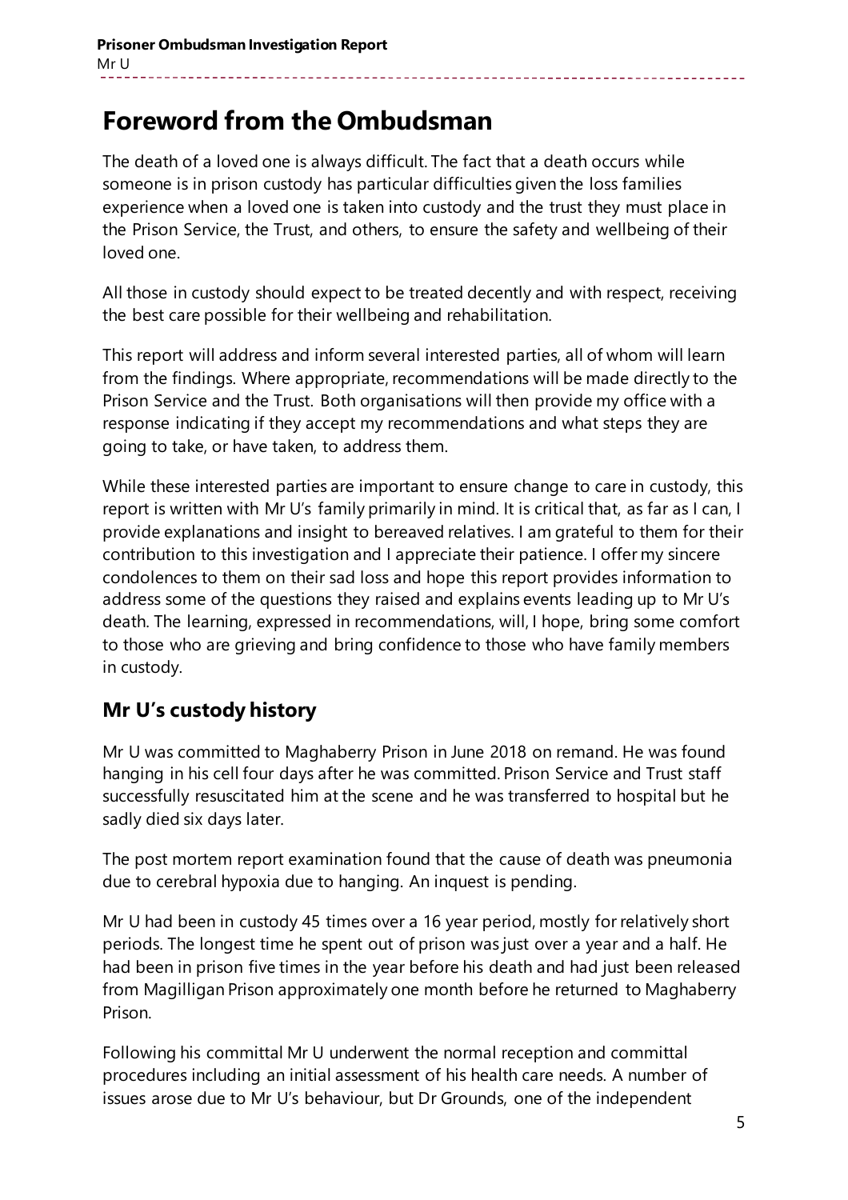# Foreword from the Ombudsman

The death of a loved one is always difficult. The fact that a death occurs while someone is in prison custody has particular difficulties given the loss families experience when a loved one is taken into custody and the trust they must place in the Prison Service, the Trust, and others, to ensure the safety and wellbeing of their loved one.

All those in custody should expect to be treated decently and with respect, receiving the best care possible for their wellbeing and rehabilitation.

This report will address and inform several interested parties, all of whom will learn from the findings. Where appropriate, recommendations will be made directly to the Prison Service and the Trust. Both organisations will then provide my office with a response indicating if they accept my recommendations and what steps they are going to take, or have taken, to address them.

While these interested parties are important to ensure change to care in custody, this report is written with Mr U's family primarily in mind. It is critical that, as far as I can, I provide explanations and insight to bereaved relatives. I am grateful to them for their contribution to this investigation and I appreciate their patience. I offer my sincere condolences to them on their sad loss and hope this report provides information to address some of the questions they raised and explains events leading up to Mr U's death. The learning, expressed in recommendations, will, I hope, bring some comfort to those who are grieving and bring confidence to those who have family members in custody.

## Mr U's custody history

Mr U was committed to Maghaberry Prison in June 2018 on remand. He was found hanging in his cell four days after he was committed. Prison Service and Trust staff successfully resuscitated him at the scene and he was transferred to hospital but he sadly died six days later.

The post mortem report examination found that the cause of death was pneumonia due to cerebral hypoxia due to hanging. An inquest is pending.

Mr U had been in custody 45 times over a 16 year period, mostly for relatively short periods. The longest time he spent out of prison was just over a year and a half. He had been in prison five times in the year before his death and had just been released from Magilligan Prison approximately one month before he returned to Maghaberry Prison.

Following his committal Mr U underwent the normal reception and committal procedures including an initial assessment of his health care needs. A number of issues arose due to Mr U's behaviour, but Dr Grounds, one of the independent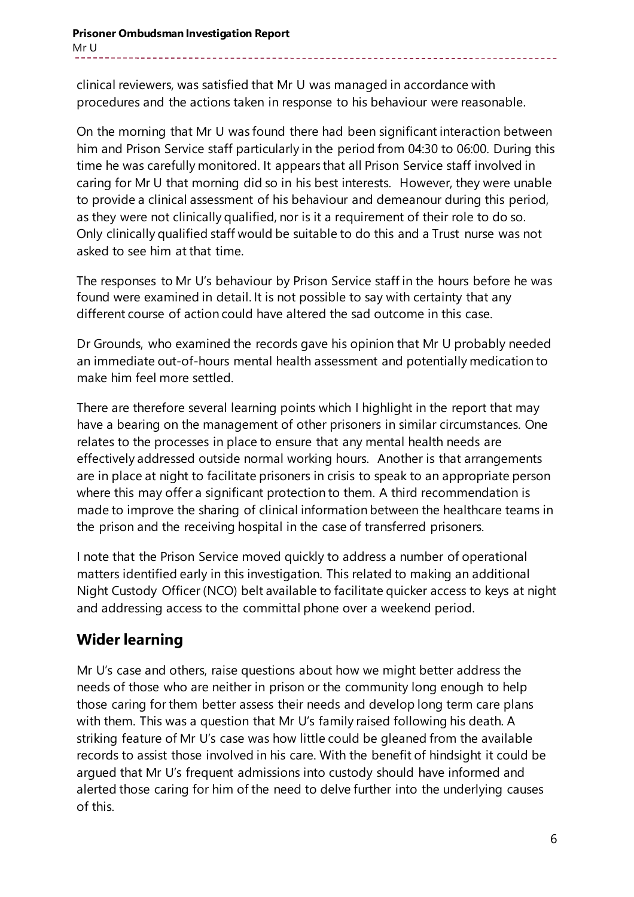clinical reviewers, was satisfied that Mr U was managed in accordance with procedures and the actions taken in response to his behaviour were reasonable.

On the morning that Mr U was found there had been significant interaction between him and Prison Service staff particularly in the period from 04:30 to 06:00. During this time he was carefully monitored. It appears that all Prison Service staff involved in caring for Mr U that morning did so in his best interests. However, they were unable to provide a clinical assessment of his behaviour and demeanour during this period, as they were not clinically qualified, nor is it a requirement of their role to do so. Only clinically qualified staff would be suitable to do this and a Trust nurse was not asked to see him at that time.

The responses to Mr U's behaviour by Prison Service staff in the hours before he was found were examined in detail. It is not possible to say with certainty that any different course of action could have altered the sad outcome in this case.

Dr Grounds, who examined the records gave his opinion that Mr U probably needed an immediate out-of-hours mental health assessment and potentially medication to make him feel more settled.

There are therefore several learning points which I highlight in the report that may have a bearing on the management of other prisoners in similar circumstances. One relates to the processes in place to ensure that any mental health needs are effectively addressed outside normal working hours. Another is that arrangements are in place at night to facilitate prisoners in crisis to speak to an appropriate person where this may offer a significant protection to them. A third recommendation is made to improve the sharing of clinical information between the healthcare teams in the prison and the receiving hospital in the case of transferred prisoners.

I note that the Prison Service moved quickly to address a number of operational matters identified early in this investigation. This related to making an additional Night Custody Officer (NCO) belt available to facilitate quicker access to keys at night and addressing access to the committal phone over a weekend period.

## Wider learning

Mr U's case and others, raise questions about how we might better address the needs of those who are neither in prison or the community long enough to help those caring for them better assess their needs and develop long term care plans with them. This was a question that Mr U's family raised following his death. A striking feature of Mr U's case was how little could be gleaned from the available records to assist those involved in his care. With the benefit of hindsight it could be argued that Mr U's frequent admissions into custody should have informed and alerted those caring for him of the need to delve further into the underlying causes of this.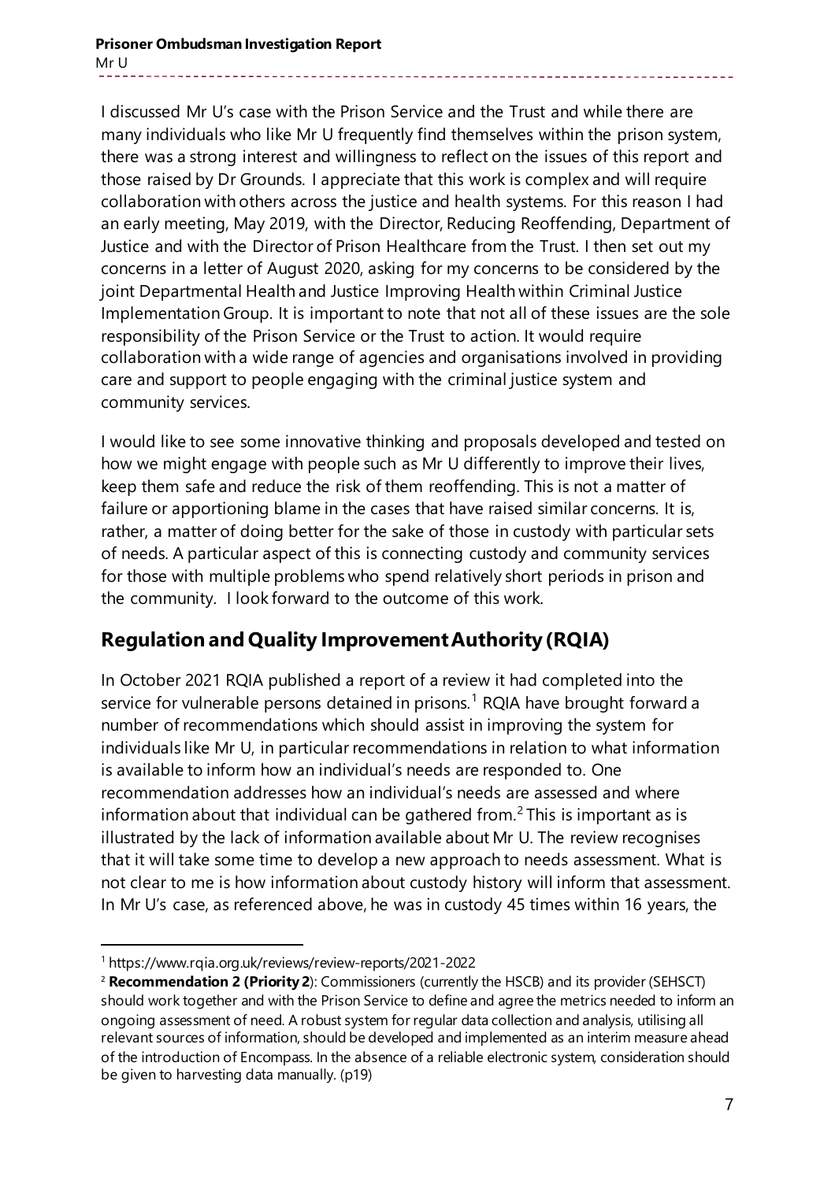I discussed Mr U's case with the Prison Service and the Trust and while there are many individuals who like Mr U frequently find themselves within the prison system, there was a strong interest and willingness to reflect on the issues of this report and those raised by Dr Grounds. I appreciate that this work is complex and will require collaboration with others across the justice and health systems. For this reason I had an early meeting, May 2019, with the Director, Reducing Reoffending, Department of Justice and with the Director of Prison Healthcare from the Trust. I then set out my concerns in a letter of August 2020, asking for my concerns to be considered by the joint Departmental Health and Justice Improving Health within Criminal Justice Implementation Group. It is important to note that not all of these issues are the sole responsibility of the Prison Service or the Trust to action. It would require collaboration with a wide range of agencies and organisations involved in providing care and support to people engaging with the criminal justice system and community services.

I would like to see some innovative thinking and proposals developed and tested on how we might engage with people such as Mr U differently to improve their lives, keep them safe and reduce the risk of them reoffending. This is not a matter of failure or apportioning blame in the cases that have raised similar concerns. It is, rather, a matter of doing better for the sake of those in custody with particular sets of needs. A particular aspect of this is connecting custody and community services for those with multiple problems who spend relatively short periods in prison and the community. I look forward to the outcome of this work.

## Regulation and Quality Improvement Authority (RQIA)

In October 2021 RQIA published a report of a review it had completed into the service for vulnerable persons detained in prisons.[1] RQIA have brought forward a number of recommendations which should assist in improving the system for individuals like Mr U, in particular recommendations in relation to what information is available to inform how an individual's needs are responded to. One recommendation addresses how an individual's needs are assessed and where information about that individual can be gathered from.[2] This is important as is illustrated by the lack of information available about Mr U. The review recognises that it will take some time to develop a new approach to needs assessment. What is not clear to me is how information about custody history will inform that assessment. In Mr U's case, as referenced above, he was in custody 45 times within 16 years, the

[1] https://www.rqia.org.uk/reviews/review-reports/2021-2022

[2] **Recommendation 2 (Priority 2)**: Commissioners (currently the HSCB) and its provider (SEHSCT) should work together and with the Prison Service to define and agree the metrics needed to inform an ongoing assessment of need. A robust system for regular data collection and analysis, utilising all relevant sources of information, should be developed and implemented as an interim measure ahead of the introduction of Encompass. In the absence of a reliable electronic system, consideration should be given to harvesting data manually. (p19)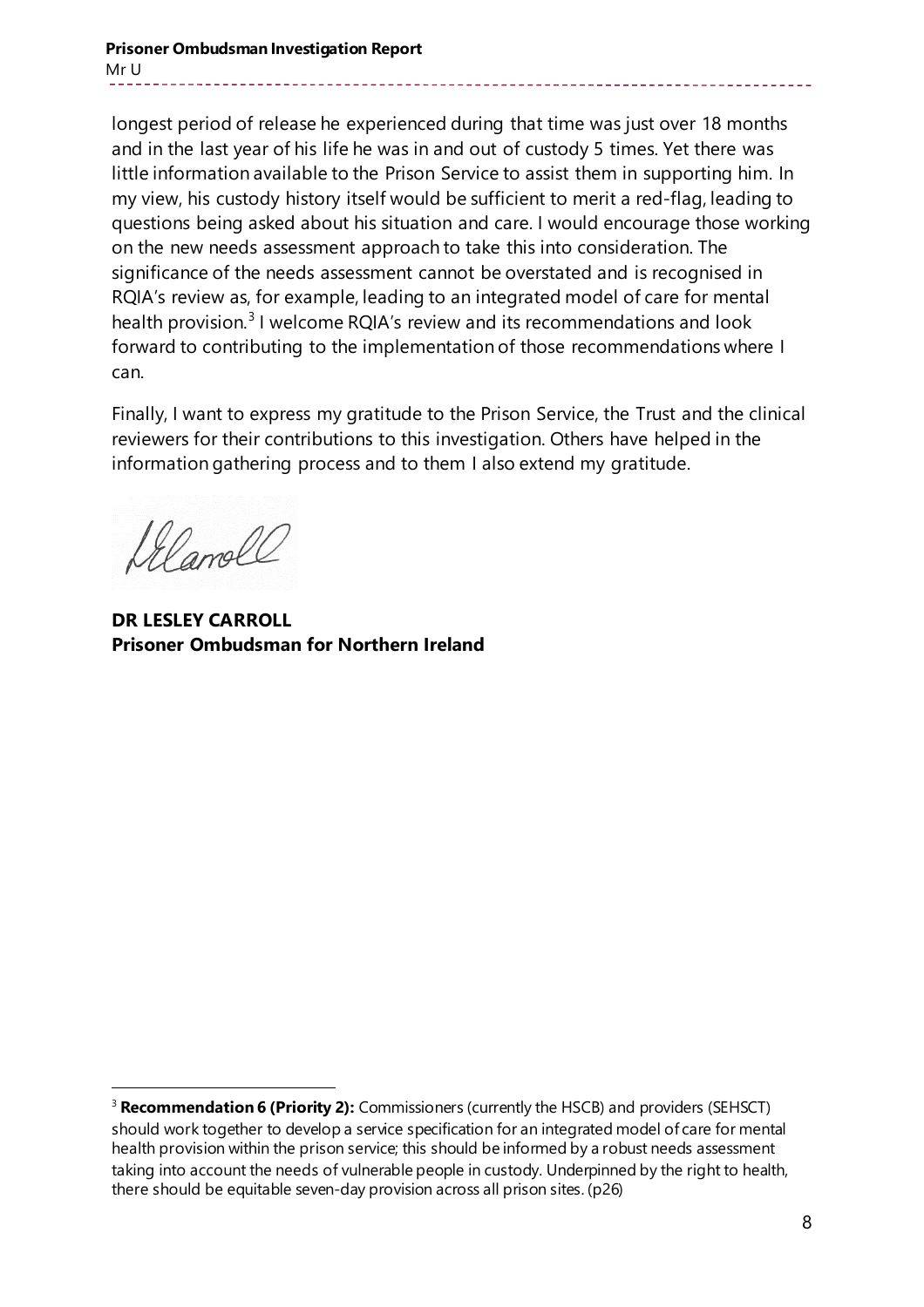longest period of release he experienced during that time was just over 18 months and in the last year of his life he was in and out of custody 5 times. Yet there was little information available to the Prison Service to assist them in supporting him. In my view, his custody history itself would be sufficient to merit a red-flag, leading to questions being asked about his situation and care. I would encourage those working on the new needs assessment approach to take this into consideration. The significance of the needs assessment cannot be overstated and is recognised in RQIA's review as, for example, leading to an integrated model of care for mental health provision.[3] I welcome RQIA's review and its recommendations and look forward to contributing to the implementation of those recommendations where I can.

Finally, I want to express my gratitude to the Prison Service, the Trust and the clinical reviewers for their contributions to this investigation. Others have helped in the information gathering process and to them I also extend my gratitude.

**DR LESLEY CARROLL**
**Prisoner Ombudsman for Northern Ireland**

---

[3] **Recommendation 6 (Priority 2):** Commissioners (currently the HSCB) and providers (SEHSCT) should work together to develop a service specification for an integrated model of care for mental health provision within the prison service; this should be informed by a robust needs assessment taking into account the needs of vulnerable people in custody. Underpinned by the right to health, there should be equitable seven-day provision across all prison sites. (p26)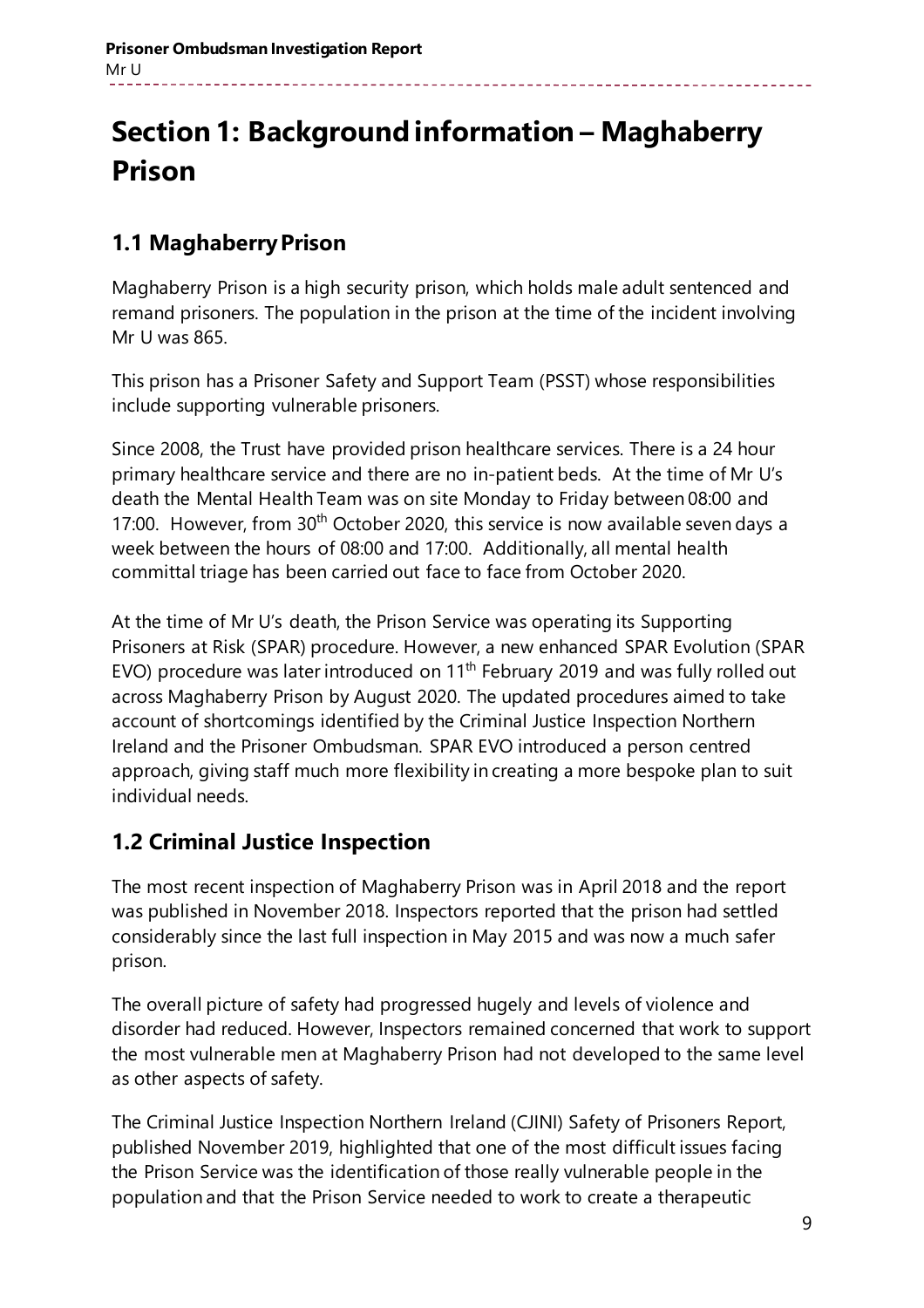# Section 1: Background information – Maghaberry Prison

## 1.1 Maghaberry Prison

Maghaberry Prison is a high security prison, which holds male adult sentenced and remand prisoners. The population in the prison at the time of the incident involving Mr U was 865.

This prison has a Prisoner Safety and Support Team (PSST) whose responsibilities include supporting vulnerable prisoners.

Since 2008, the Trust have provided prison healthcare services. There is a 24 hour primary healthcare service and there are no in-patient beds. At the time of Mr U's death the Mental Health Team was on site Monday to Friday between 08:00 and 17:00. However, from 30th October 2020, this service is now available seven days a week between the hours of 08:00 and 17:00. Additionally, all mental health committal triage has been carried out face to face from October 2020.

At the time of Mr U's death, the Prison Service was operating its Supporting Prisoners at Risk (SPAR) procedure. However, a new enhanced SPAR Evolution (SPAR EVO) procedure was later introduced on 11th February 2019 and was fully rolled out across Maghaberry Prison by August 2020. The updated procedures aimed to take account of shortcomings identified by the Criminal Justice Inspection Northern Ireland and the Prisoner Ombudsman. SPAR EVO introduced a person centred approach, giving staff much more flexibility in creating a more bespoke plan to suit individual needs.

## 1.2 Criminal Justice Inspection

The most recent inspection of Maghaberry Prison was in April 2018 and the report was published in November 2018. Inspectors reported that the prison had settled considerably since the last full inspection in May 2015 and was now a much safer prison.

The overall picture of safety had progressed hugely and levels of violence and disorder had reduced. However, Inspectors remained concerned that work to support the most vulnerable men at Maghaberry Prison had not developed to the same level as other aspects of safety.

The Criminal Justice Inspection Northern Ireland (CJINI) Safety of Prisoners Report, published November 2019, highlighted that one of the most difficult issues facing the Prison Service was the identification of those really vulnerable people in the population and that the Prison Service needed to work to create a therapeutic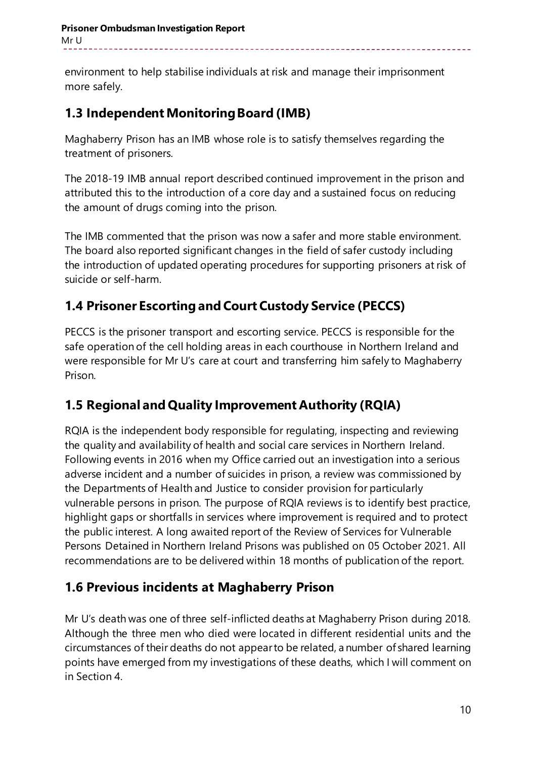environment to help stabilise individuals at risk and manage their imprisonment more safely.

## 1.3 Independent Monitoring Board (IMB)

Maghaberry Prison has an IMB whose role is to satisfy themselves regarding the treatment of prisoners.

The 2018-19 IMB annual report described continued improvement in the prison and attributed this to the introduction of a core day and a sustained focus on reducing the amount of drugs coming into the prison.

The IMB commented that the prison was now a safer and more stable environment. The board also reported significant changes in the field of safer custody including the introduction of updated operating procedures for supporting prisoners at risk of suicide or self-harm.

## 1.4 Prisoner Escorting and Court Custody Service (PECCS)

PECCS is the prisoner transport and escorting service. PECCS is responsible for the safe operation of the cell holding areas in each courthouse in Northern Ireland and were responsible for Mr U's care at court and transferring him safely to Maghaberry Prison.

## 1.5 Regional and Quality Improvement Authority (RQIA)

RQIA is the independent body responsible for regulating, inspecting and reviewing the quality and availability of health and social care services in Northern Ireland. Following events in 2016 when my Office carried out an investigation into a serious adverse incident and a number of suicides in prison, a review was commissioned by the Departments of Health and Justice to consider provision for particularly vulnerable persons in prison. The purpose of RQIA reviews is to identify best practice, highlight gaps or shortfalls in services where improvement is required and to protect the public interest. A long awaited report of the Review of Services for Vulnerable Persons Detained in Northern Ireland Prisons was published on 05 October 2021. All recommendations are to be delivered within 18 months of publication of the report.

## 1.6 Previous incidents at Maghaberry Prison

Mr U's death was one of three self-inflicted deaths at Maghaberry Prison during 2018. Although the three men who died were located in different residential units and the circumstances of their deaths do not appear to be related, a number of shared learning points have emerged from my investigations of these deaths, which I will comment on in Section 4.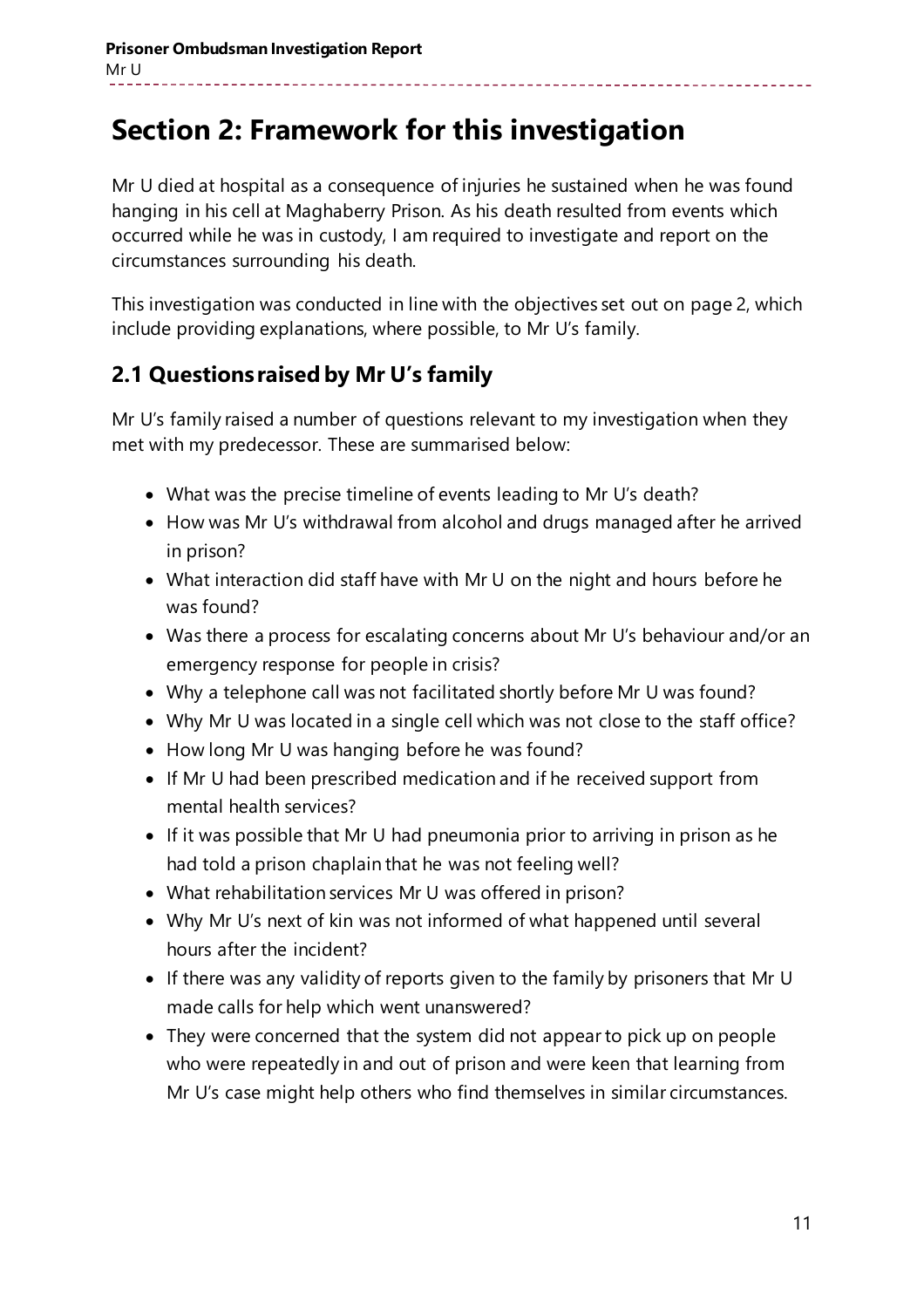# Section 2: Framework for this investigation

Mr U died at hospital as a consequence of injuries he sustained when he was found hanging in his cell at Maghaberry Prison. As his death resulted from events which occurred while he was in custody, I am required to investigate and report on the circumstances surrounding his death.

This investigation was conducted in line with the objectives set out on page 2, which include providing explanations, where possible, to Mr U's family.

## 2.1 Questions raised by Mr U's family

Mr U's family raised a number of questions relevant to my investigation when they met with my predecessor. These are summarised below:

- What was the precise timeline of events leading to Mr U's death?
- How was Mr U's withdrawal from alcohol and drugs managed after he arrived in prison?
- What interaction did staff have with Mr U on the night and hours before he was found?
- Was there a process for escalating concerns about Mr U's behaviour and/or an emergency response for people in crisis?
- Why a telephone call was not facilitated shortly before Mr U was found?
- Why Mr U was located in a single cell which was not close to the staff office?
- How long Mr U was hanging before he was found?
- If Mr U had been prescribed medication and if he received support from mental health services?
- If it was possible that Mr U had pneumonia prior to arriving in prison as he had told a prison chaplain that he was not feeling well?
- What rehabilitation services Mr U was offered in prison?
- Why Mr U's next of kin was not informed of what happened until several hours after the incident?
- If there was any validity of reports given to the family by prisoners that Mr U made calls for help which went unanswered?
- They were concerned that the system did not appear to pick up on people who were repeatedly in and out of prison and were keen that learning from Mr U's case might help others who find themselves in similar circumstances.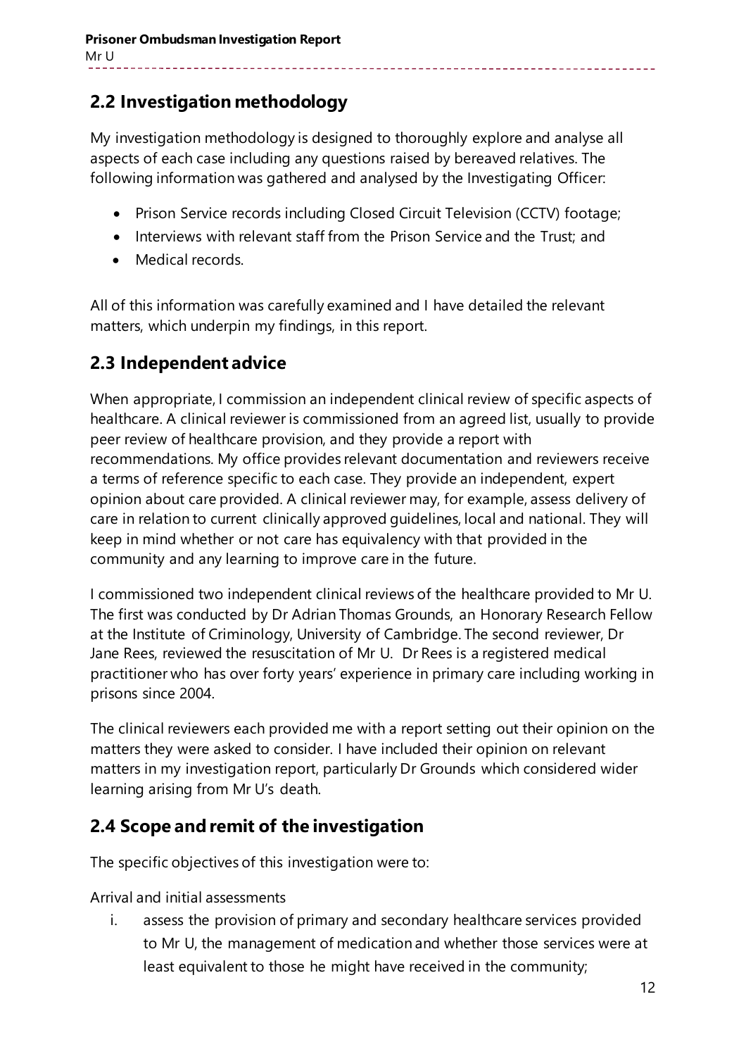## 2.2 Investigation methodology

My investigation methodology is designed to thoroughly explore and analyse all aspects of each case including any questions raised by bereaved relatives. The following information was gathered and analysed by the Investigating Officer:

- Prison Service records including Closed Circuit Television (CCTV) footage;
- Interviews with relevant staff from the Prison Service and the Trust; and
- Medical records.

All of this information was carefully examined and I have detailed the relevant matters, which underpin my findings, in this report.

## 2.3 Independent advice

When appropriate, I commission an independent clinical review of specific aspects of healthcare. A clinical reviewer is commissioned from an agreed list, usually to provide peer review of healthcare provision, and they provide a report with recommendations. My office provides relevant documentation and reviewers receive a terms of reference specific to each case. They provide an independent, expert opinion about care provided. A clinical reviewer may, for example, assess delivery of care in relation to current clinically approved guidelines, local and national. They will keep in mind whether or not care has equivalency with that provided in the community and any learning to improve care in the future.

I commissioned two independent clinical reviews of the healthcare provided to Mr U. The first was conducted by Dr Adrian Thomas Grounds, an Honorary Research Fellow at the Institute of Criminology, University of Cambridge. The second reviewer, Dr Jane Rees, reviewed the resuscitation of Mr U. Dr Rees is a registered medical practitioner who has over forty years' experience in primary care including working in prisons since 2004.

The clinical reviewers each provided me with a report setting out their opinion on the matters they were asked to consider. I have included their opinion on relevant matters in my investigation report, particularly Dr Grounds which considered wider learning arising from Mr U's death.

## 2.4 Scope and remit of the investigation

The specific objectives of this investigation were to:

Arrival and initial assessments

i. assess the provision of primary and secondary healthcare services provided to Mr U, the management of medication and whether those services were at least equivalent to those he might have received in the community;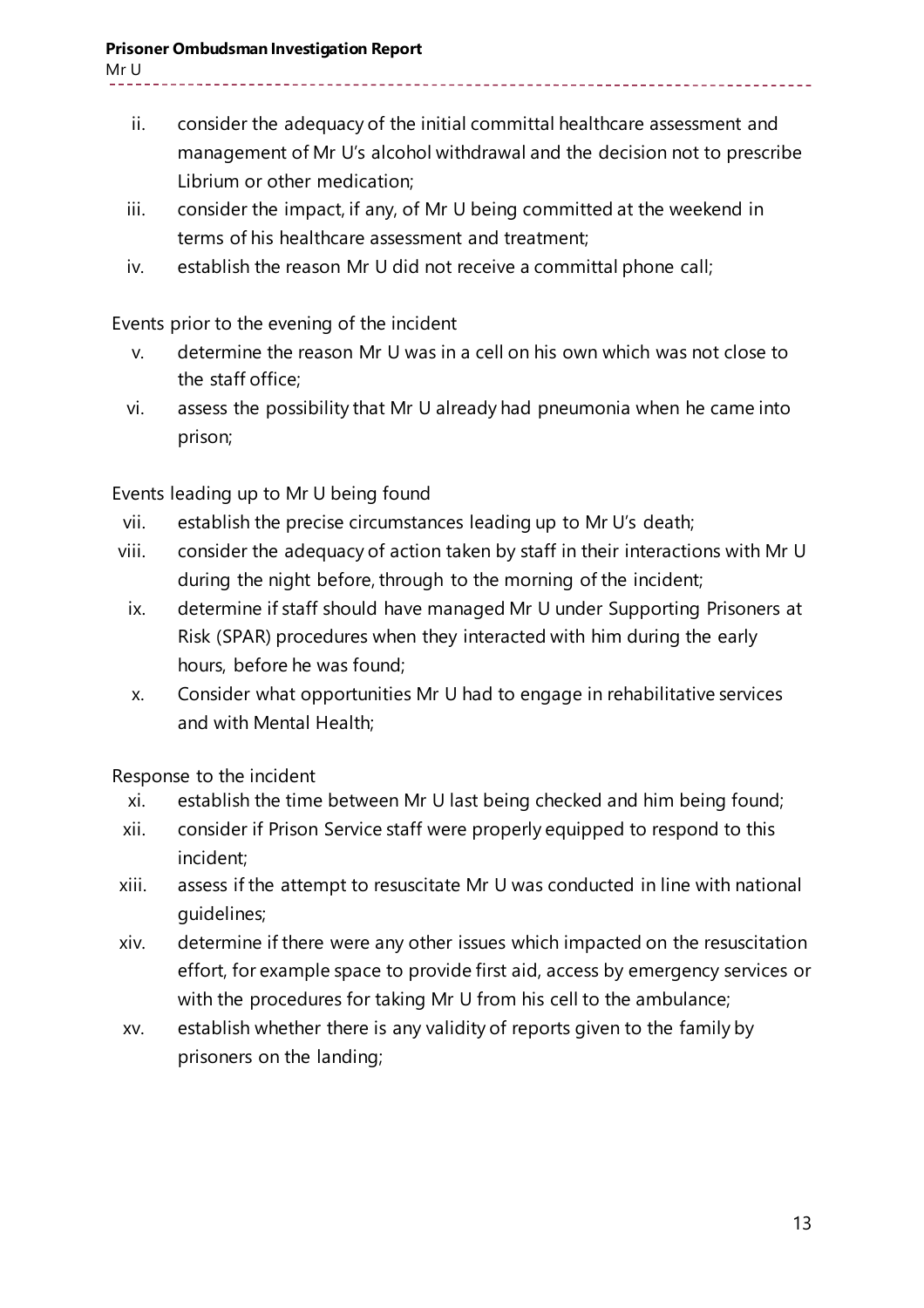ii. consider the adequacy of the initial committal healthcare assessment and management of Mr U's alcohol withdrawal and the decision not to prescribe Librium or other medication;

iii. consider the impact, if any, of Mr U being committed at the weekend in terms of his healthcare assessment and treatment;

iv. establish the reason Mr U did not receive a committal phone call;

Events prior to the evening of the incident

v. determine the reason Mr U was in a cell on his own which was not close to the staff office;

vi. assess the possibility that Mr U already had pneumonia when he came into prison;

Events leading up to Mr U being found

vii. establish the precise circumstances leading up to Mr U's death;

viii. consider the adequacy of action taken by staff in their interactions with Mr U during the night before, through to the morning of the incident;

ix. determine if staff should have managed Mr U under Supporting Prisoners at Risk (SPAR) procedures when they interacted with him during the early hours, before he was found;

x. Consider what opportunities Mr U had to engage in rehabilitative services and with Mental Health;

Response to the incident

xi. establish the time between Mr U last being checked and him being found;

xii. consider if Prison Service staff were properly equipped to respond to this incident;

xiii. assess if the attempt to resuscitate Mr U was conducted in line with national guidelines;

xiv. determine if there were any other issues which impacted on the resuscitation effort, for example space to provide first aid, access by emergency services or with the procedures for taking Mr U from his cell to the ambulance;

xv. establish whether there is any validity of reports given to the family by prisoners on the landing;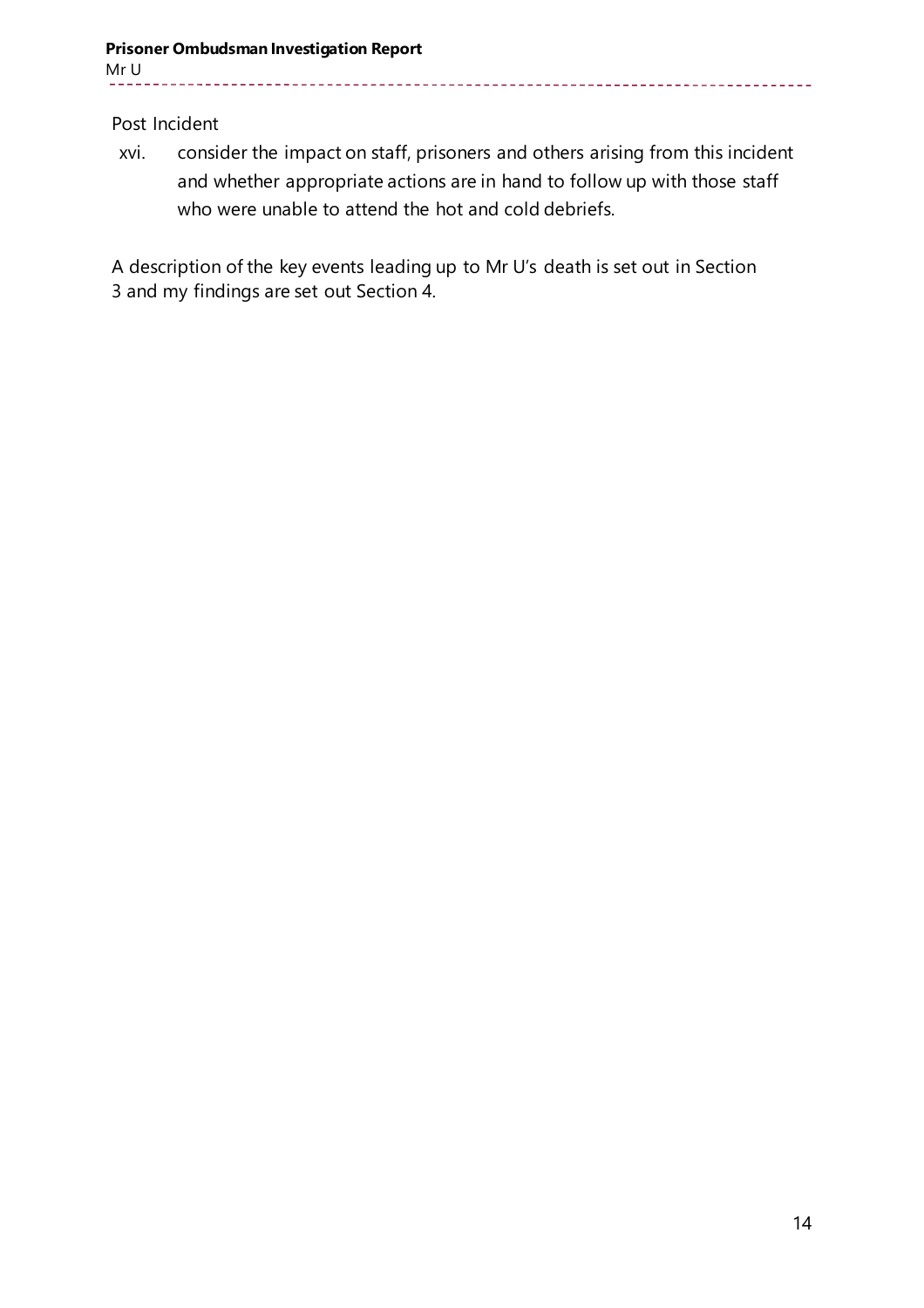Post Incident

xvi. consider the impact on staff, prisoners and others arising from this incident and whether appropriate actions are in hand to follow up with those staff who were unable to attend the hot and cold debriefs.

A description of the key events leading up to Mr U's death is set out in Section 3 and my findings are set out Section 4.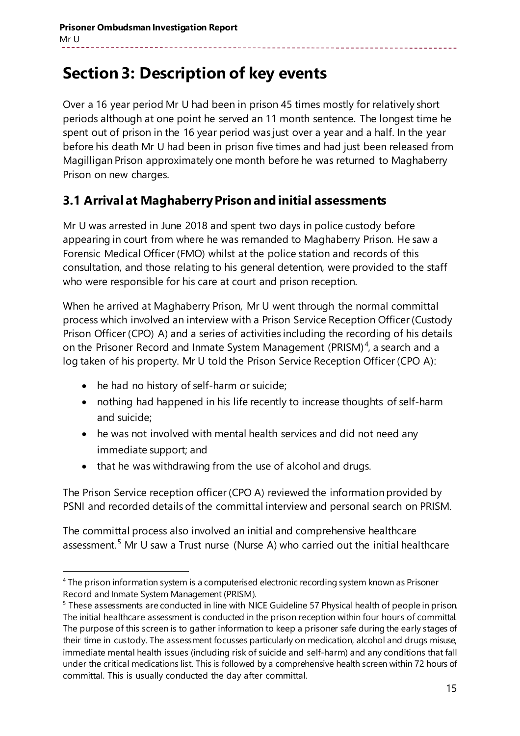# Section 3: Description of key events

Over a 16 year period Mr U had been in prison 45 times mostly for relatively short periods although at one point he served an 11 month sentence. The longest time he spent out of prison in the 16 year period was just over a year and a half. In the year before his death Mr U had been in prison five times and had just been released from Magilligan Prison approximately one month before he was returned to Maghaberry Prison on new charges.

## 3.1 Arrival at Maghaberry Prison and initial assessments

Mr U was arrested in June 2018 and spent two days in police custody before appearing in court from where he was remanded to Maghaberry Prison. He saw a Forensic Medical Officer (FMO) whilst at the police station and records of this consultation, and those relating to his general detention, were provided to the staff who were responsible for his care at court and prison reception.

When he arrived at Maghaberry Prison, Mr U went through the normal committal process which involved an interview with a Prison Service Reception Officer (Custody Prison Officer (CPO) A) and a series of activities including the recording of his details on the Prisoner Record and Inmate System Management (PRISM)[4], a search and a log taken of his property. Mr U told the Prison Service Reception Officer (CPO A):

- he had no history of self-harm or suicide;
- nothing had happened in his life recently to increase thoughts of self-harm and suicide;
- he was not involved with mental health services and did not need any immediate support; and
- that he was withdrawing from the use of alcohol and drugs.

The Prison Service reception officer (CPO A) reviewed the information provided by PSNI and recorded details of the committal interview and personal search on PRISM.

The committal process also involved an initial and comprehensive healthcare assessment.[5] Mr U saw a Trust nurse (Nurse A) who carried out the initial healthcare

---

[4] The prison information system is a computerised electronic recording system known as Prisoner Record and Inmate System Management (PRISM).

[5] These assessments are conducted in line with NICE Guideline 57 Physical health of people in prison. The initial healthcare assessment is conducted in the prison reception within four hours of committal. The purpose of this screen is to gather information to keep a prisoner safe during the early stages of their time in custody. The assessment focusses particularly on medication, alcohol and drugs misuse, immediate mental health issues (including risk of suicide and self-harm) and any conditions that fall under the critical medications list. This is followed by a comprehensive health screen within 72 hours of committal. This is usually conducted the day after committal.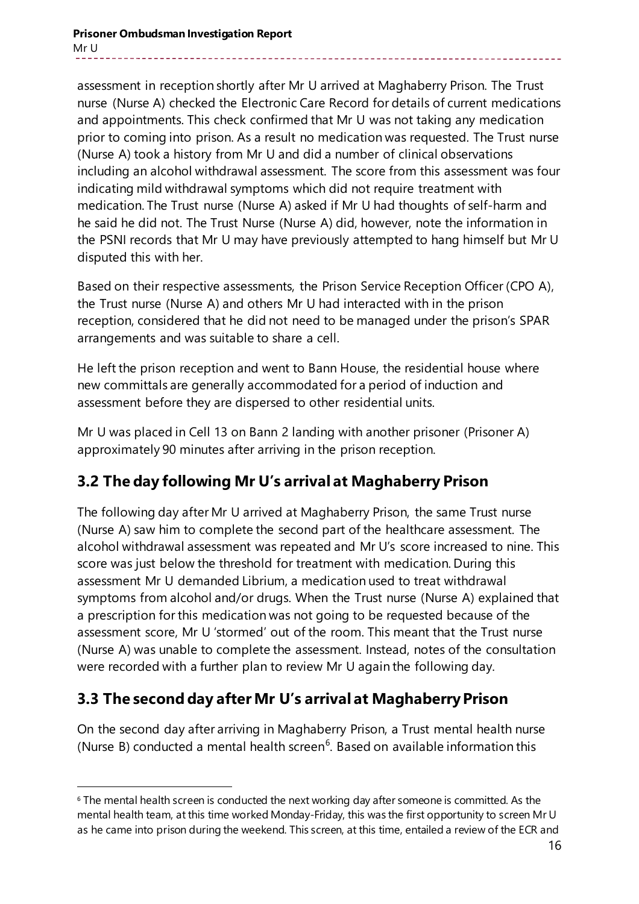assessment in reception shortly after Mr U arrived at Maghaberry Prison. The Trust nurse (Nurse A) checked the Electronic Care Record for details of current medications and appointments. This check confirmed that Mr U was not taking any medication prior to coming into prison. As a result no medication was requested. The Trust nurse (Nurse A) took a history from Mr U and did a number of clinical observations including an alcohol withdrawal assessment. The score from this assessment was four indicating mild withdrawal symptoms which did not require treatment with medication. The Trust nurse (Nurse A) asked if Mr U had thoughts of self-harm and he said he did not. The Trust Nurse (Nurse A) did, however, note the information in the PSNI records that Mr U may have previously attempted to hang himself but Mr U disputed this with her.

Based on their respective assessments, the Prison Service Reception Officer (CPO A), the Trust nurse (Nurse A) and others Mr U had interacted with in the prison reception, considered that he did not need to be managed under the prison's SPAR arrangements and was suitable to share a cell.

He left the prison reception and went to Bann House, the residential house where new committals are generally accommodated for a period of induction and assessment before they are dispersed to other residential units.

Mr U was placed in Cell 13 on Bann 2 landing with another prisoner (Prisoner A) approximately 90 minutes after arriving in the prison reception.

## 3.2 The day following Mr U's arrival at Maghaberry Prison

The following day after Mr U arrived at Maghaberry Prison, the same Trust nurse (Nurse A) saw him to complete the second part of the healthcare assessment. The alcohol withdrawal assessment was repeated and Mr U's score increased to nine. This score was just below the threshold for treatment with medication. During this assessment Mr U demanded Librium, a medication used to treat withdrawal symptoms from alcohol and/or drugs. When the Trust nurse (Nurse A) explained that a prescription for this medication was not going to be requested because of the assessment score, Mr U 'stormed' out of the room. This meant that the Trust nurse (Nurse A) was unable to complete the assessment. Instead, notes of the consultation were recorded with a further plan to review Mr U again the following day.

## 3.3 The second day after Mr U's arrival at Maghaberry Prison

On the second day after arriving in Maghaberry Prison, a Trust mental health nurse (Nurse B) conducted a mental health screen[6]. Based on available information this

[6] The mental health screen is conducted the next working day after someone is committed. As the mental health team, at this time worked Monday-Friday, this was the first opportunity to screen Mr U as he came into prison during the weekend. This screen, at this time, entailed a review of the ECR and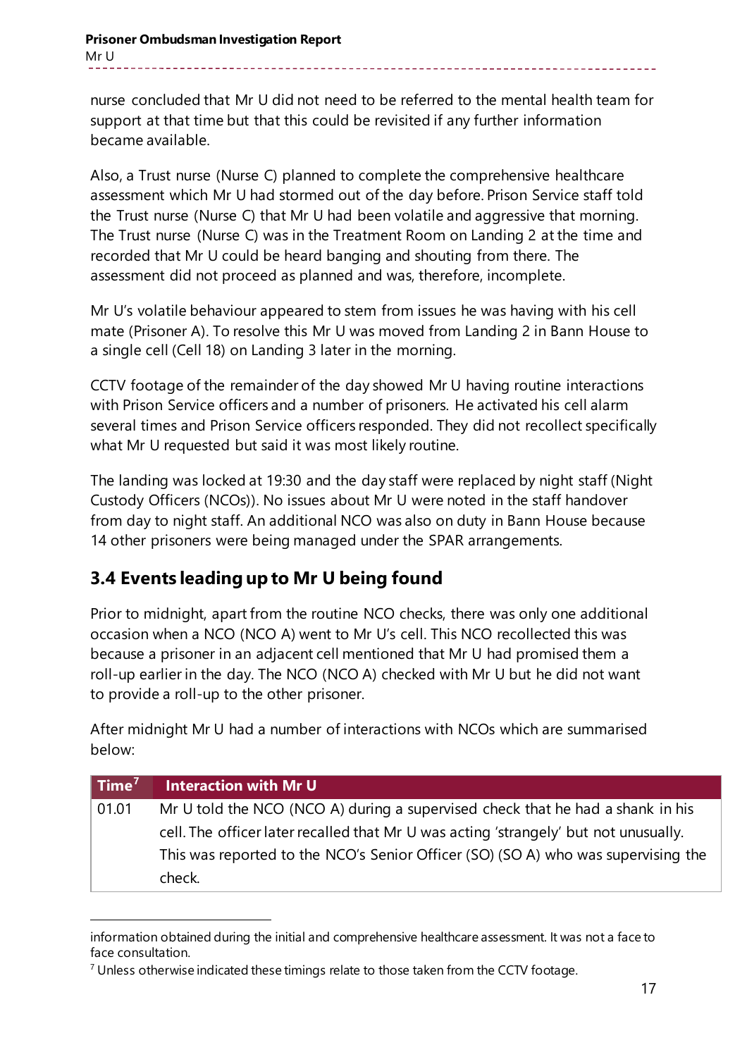nurse concluded that Mr U did not need to be referred to the mental health team for support at that time but that this could be revisited if any further information became available.

Also, a Trust nurse (Nurse C) planned to complete the comprehensive healthcare assessment which Mr U had stormed out of the day before. Prison Service staff told the Trust nurse (Nurse C) that Mr U had been volatile and aggressive that morning. The Trust nurse (Nurse C) was in the Treatment Room on Landing 2 at the time and recorded that Mr U could be heard banging and shouting from there. The assessment did not proceed as planned and was, therefore, incomplete.

Mr U's volatile behaviour appeared to stem from issues he was having with his cell mate (Prisoner A). To resolve this Mr U was moved from Landing 2 in Bann House to a single cell (Cell 18) on Landing 3 later in the morning.

CCTV footage of the remainder of the day showed Mr U having routine interactions with Prison Service officers and a number of prisoners. He activated his cell alarm several times and Prison Service officers responded. They did not recollect specifically what Mr U requested but said it was most likely routine.

The landing was locked at 19:30 and the day staff were replaced by night staff (Night Custody Officers (NCOs)). No issues about Mr U were noted in the staff handover from day to night staff. An additional NCO was also on duty in Bann House because 14 other prisoners were being managed under the SPAR arrangements.

## 3.4 Events leading up to Mr U being found

Prior to midnight, apart from the routine NCO checks, there was only one additional occasion when a NCO (NCO A) went to Mr U's cell. This NCO recollected this was because a prisoner in an adjacent cell mentioned that Mr U had promised them a roll-up earlier in the day. The NCO (NCO A) checked with Mr U but he did not want to provide a roll-up to the other prisoner.

After midnight Mr U had a number of interactions with NCOs which are summarised below:

| Time[7] | Interaction with Mr U |
|---|---|
| 01.01 | Mr U told the NCO (NCO A) during a supervised check that he had a shank in his cell. The officer later recalled that Mr U was acting 'strangely' but not unusually. This was reported to the NCO's Senior Officer (SO) (SO A) who was supervising the check. |

information obtained during the initial and comprehensive healthcare assessment. It was not a face to face consultation.

[7] Unless otherwise indicated these timings relate to those taken from the CCTV footage.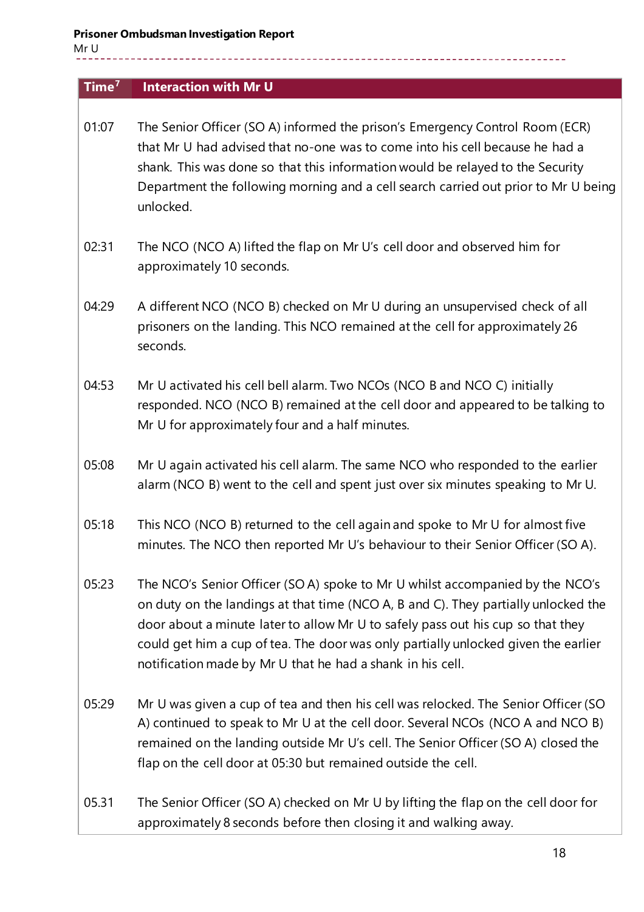| Time[7] | Interaction with Mr U |
|---|---|
| 01:07 | The Senior Officer (SO A) informed the prison's Emergency Control Room (ECR) that Mr U had advised that no-one was to come into his cell because he had a shank. This was done so that this information would be relayed to the Security Department the following morning and a cell search carried out prior to Mr U being unlocked. |
| 02:31 | The NCO (NCO A) lifted the flap on Mr U's cell door and observed him for approximately 10 seconds. |
| 04:29 | A different NCO (NCO B) checked on Mr U during an unsupervised check of all prisoners on the landing. This NCO remained at the cell for approximately 26 seconds. |
| 04:53 | Mr U activated his cell bell alarm. Two NCOs (NCO B and NCO C) initially responded. NCO (NCO B) remained at the cell door and appeared to be talking to Mr U for approximately four and a half minutes. |
| 05:08 | Mr U again activated his cell alarm. The same NCO who responded to the earlier alarm (NCO B) went to the cell and spent just over six minutes speaking to Mr U. |
| 05:18 | This NCO (NCO B) returned to the cell again and spoke to Mr U for almost five minutes. The NCO then reported Mr U's behaviour to their Senior Officer (SO A). |
| 05:23 | The NCO's Senior Officer (SO A) spoke to Mr U whilst accompanied by the NCO's on duty on the landings at that time (NCO A, B and C). They partially unlocked the door about a minute later to allow Mr U to safely pass out his cup so that they could get him a cup of tea. The door was only partially unlocked given the earlier notification made by Mr U that he had a shank in his cell. |
| 05:29 | Mr U was given a cup of tea and then his cell was relocked. The Senior Officer (SO A) continued to speak to Mr U at the cell door. Several NCOs (NCO A and NCO B) remained on the landing outside Mr U's cell. The Senior Officer (SO A) closed the flap on the cell door at 05:30 but remained outside the cell. |
| 05.31 | The Senior Officer (SO A) checked on Mr U by lifting the flap on the cell door for approximately 8 seconds before then closing it and walking away. |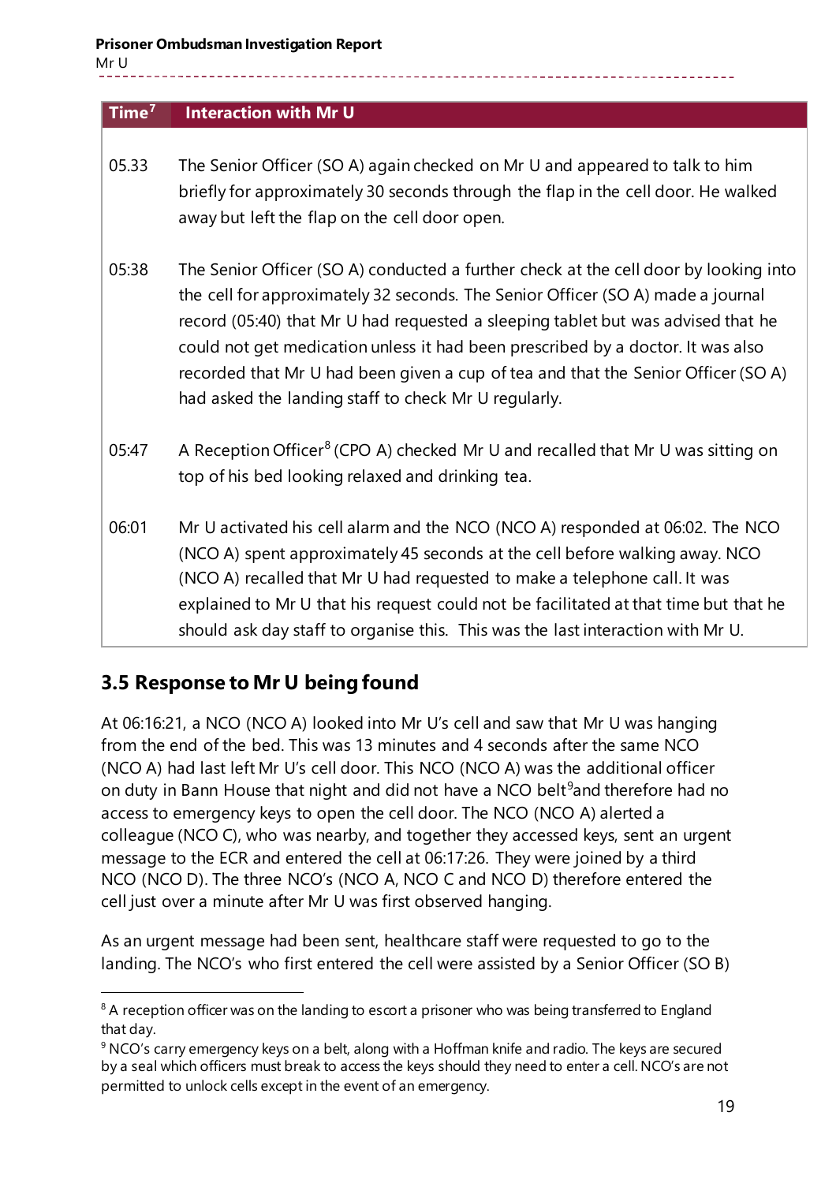| Time[7] | Interaction with Mr U |
|---|---|
| 05.33 | The Senior Officer (SO A) again checked on Mr U and appeared to talk to him briefly for approximately 30 seconds through the flap in the cell door. He walked away but left the flap on the cell door open. |
| 05:38 | The Senior Officer (SO A) conducted a further check at the cell door by looking into the cell for approximately 32 seconds. The Senior Officer (SO A) made a journal record (05:40) that Mr U had requested a sleeping tablet but was advised that he could not get medication unless it had been prescribed by a doctor. It was also recorded that Mr U had been given a cup of tea and that the Senior Officer (SO A) had asked the landing staff to check Mr U regularly. |
| 05:47 | A Reception Officer[8] (CPO A) checked Mr U and recalled that Mr U was sitting on top of his bed looking relaxed and drinking tea. |
| 06:01 | Mr U activated his cell alarm and the NCO (NCO A) responded at 06:02. The NCO (NCO A) spent approximately 45 seconds at the cell before walking away. NCO (NCO A) recalled that Mr U had requested to make a telephone call. It was explained to Mr U that his request could not be facilitated at that time but that he should ask day staff to organise this. This was the last interaction with Mr U. |

## 3.5 Response to Mr U being found

At 06:16:21, a NCO (NCO A) looked into Mr U's cell and saw that Mr U was hanging from the end of the bed. This was 13 minutes and 4 seconds after the same NCO (NCO A) had last left Mr U's cell door. This NCO (NCO A) was the additional officer on duty in Bann House that night and did not have a NCO belt[9] and therefore had no access to emergency keys to open the cell door. The NCO (NCO A) alerted a colleague (NCO C), who was nearby, and together they accessed keys, sent an urgent message to the ECR and entered the cell at 06:17:26. They were joined by a third NCO (NCO D). The three NCO's (NCO A, NCO C and NCO D) therefore entered the cell just over a minute after Mr U was first observed hanging.

As an urgent message had been sent, healthcare staff were requested to go to the landing. The NCO's who first entered the cell were assisted by a Senior Officer (SO B)

[8] A reception officer was on the landing to escort a prisoner who was being transferred to England that day.

[9] NCO's carry emergency keys on a belt, along with a Hoffman knife and radio. The keys are secured by a seal which officers must break to access the keys should they need to enter a cell. NCO's are not permitted to unlock cells except in the event of an emergency.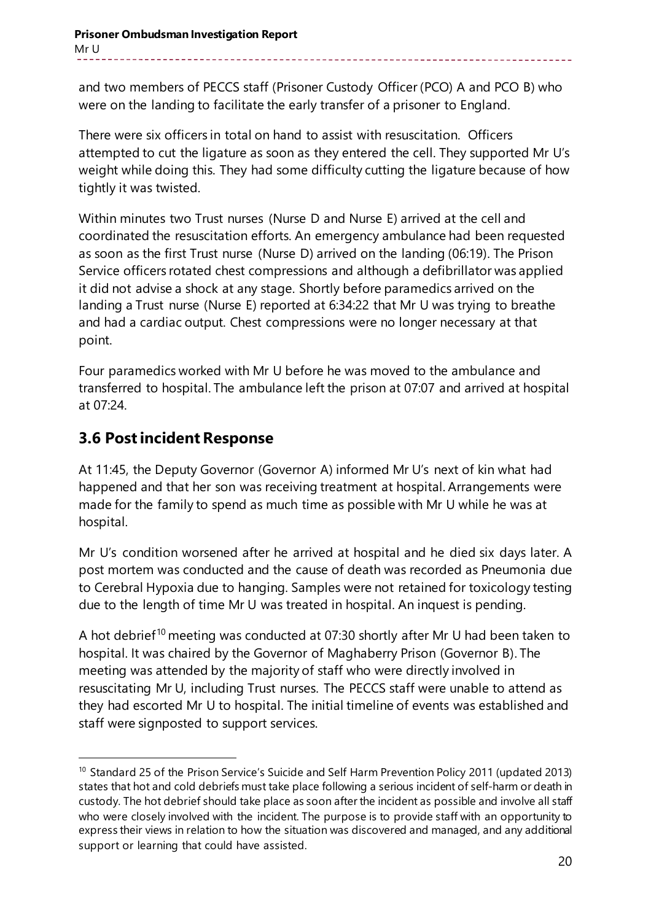and two members of PECCS staff (Prisoner Custody Officer (PCO) A and PCO B) who were on the landing to facilitate the early transfer of a prisoner to England.

There were six officers in total on hand to assist with resuscitation. Officers attempted to cut the ligature as soon as they entered the cell. They supported Mr U's weight while doing this. They had some difficulty cutting the ligature because of how tightly it was twisted.

Within minutes two Trust nurses (Nurse D and Nurse E) arrived at the cell and coordinated the resuscitation efforts. An emergency ambulance had been requested as soon as the first Trust nurse (Nurse D) arrived on the landing (06:19). The Prison Service officers rotated chest compressions and although a defibrillator was applied it did not advise a shock at any stage. Shortly before paramedics arrived on the landing a Trust nurse (Nurse E) reported at 6:34:22 that Mr U was trying to breathe and had a cardiac output. Chest compressions were no longer necessary at that point.

Four paramedics worked with Mr U before he was moved to the ambulance and transferred to hospital. The ambulance left the prison at 07:07 and arrived at hospital at 07:24.

## 3.6 Post incident Response

At 11:45, the Deputy Governor (Governor A) informed Mr U's next of kin what had happened and that her son was receiving treatment at hospital. Arrangements were made for the family to spend as much time as possible with Mr U while he was at hospital.

Mr U's condition worsened after he arrived at hospital and he died six days later. A post mortem was conducted and the cause of death was recorded as Pneumonia due to Cerebral Hypoxia due to hanging. Samples were not retained for toxicology testing due to the length of time Mr U was treated in hospital. An inquest is pending.

A hot debrief[10] meeting was conducted at 07:30 shortly after Mr U had been taken to hospital. It was chaired by the Governor of Maghaberry Prison (Governor B). The meeting was attended by the majority of staff who were directly involved in resuscitating Mr U, including Trust nurses. The PECCS staff were unable to attend as they had escorted Mr U to hospital. The initial timeline of events was established and staff were signposted to support services.

---

[10] Standard 25 of the Prison Service's Suicide and Self Harm Prevention Policy 2011 (updated 2013) states that hot and cold debriefs must take place following a serious incident of self-harm or death in custody. The hot debrief should take place as soon after the incident as possible and involve all staff who were closely involved with the incident. The purpose is to provide staff with an opportunity to express their views in relation to how the situation was discovered and managed, and any additional support or learning that could have assisted.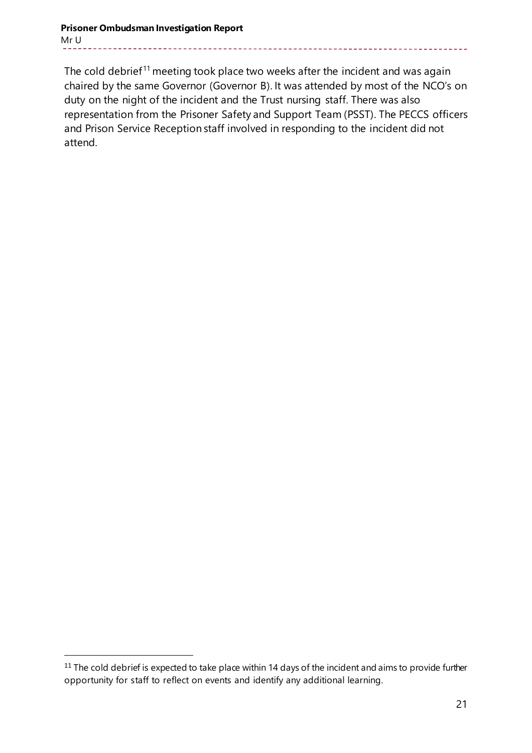The cold debrief[11] meeting took place two weeks after the incident and was again chaired by the same Governor (Governor B). It was attended by most of the NCO's on duty on the night of the incident and the Trust nursing staff. There was also representation from the Prisoner Safety and Support Team (PSST). The PECCS officers and Prison Service Reception staff involved in responding to the incident did not attend.

[11] The cold debrief is expected to take place within 14 days of the incident and aims to provide further opportunity for staff to reflect on events and identify any additional learning.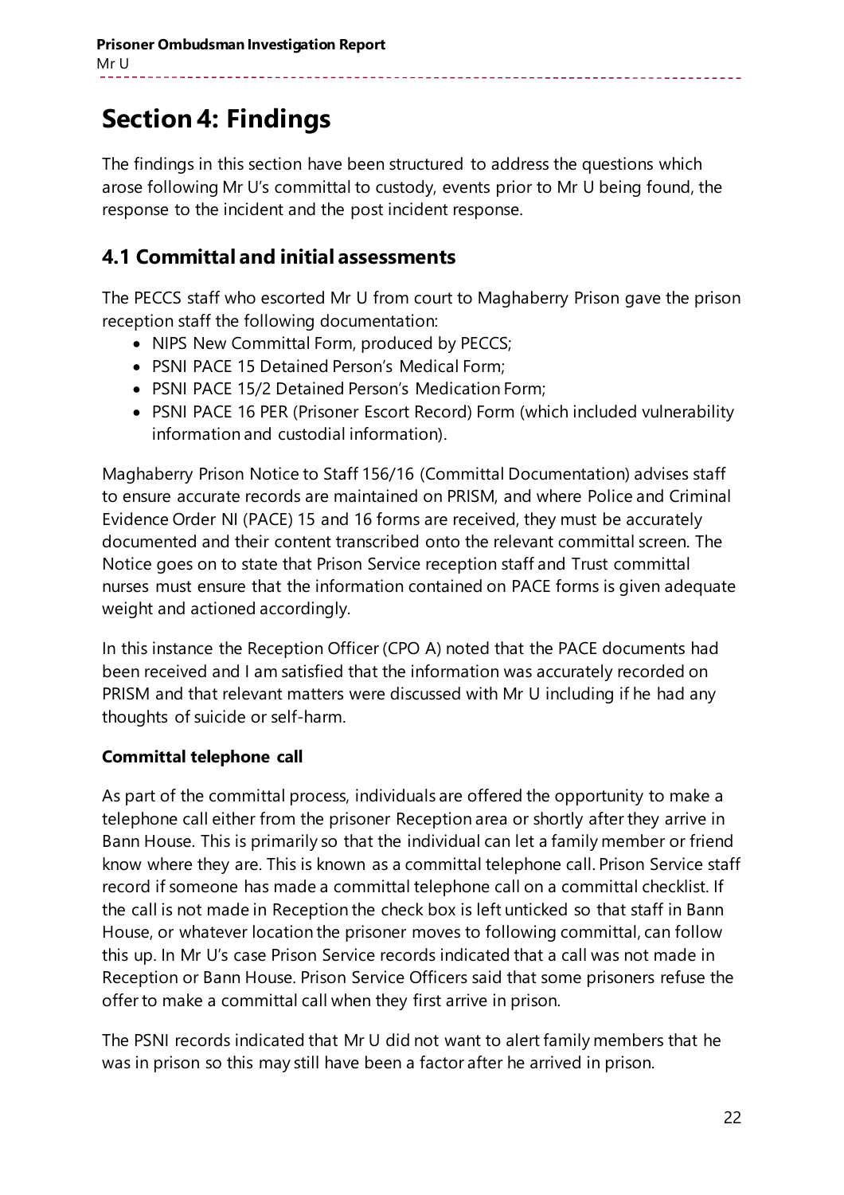# Section 4: Findings

The findings in this section have been structured to address the questions which arose following Mr U's committal to custody, events prior to Mr U being found, the response to the incident and the post incident response.

## 4.1 Committal and initial assessments

The PECCS staff who escorted Mr U from court to Maghaberry Prison gave the prison reception staff the following documentation:

- NIPS New Committal Form, produced by PECCS;
- PSNI PACE 15 Detained Person's Medical Form;
- PSNI PACE 15/2 Detained Person's Medication Form;
- PSNI PACE 16 PER (Prisoner Escort Record) Form (which included vulnerability information and custodial information).

Maghaberry Prison Notice to Staff 156/16 (Committal Documentation) advises staff to ensure accurate records are maintained on PRISM, and where Police and Criminal Evidence Order NI (PACE) 15 and 16 forms are received, they must be accurately documented and their content transcribed onto the relevant committal screen. The Notice goes on to state that Prison Service reception staff and Trust committal nurses must ensure that the information contained on PACE forms is given adequate weight and actioned accordingly.

In this instance the Reception Officer (CPO A) noted that the PACE documents had been received and I am satisfied that the information was accurately recorded on PRISM and that relevant matters were discussed with Mr U including if he had any thoughts of suicide or self-harm.

**Committal telephone call**

As part of the committal process, individuals are offered the opportunity to make a telephone call either from the prisoner Reception area or shortly after they arrive in Bann House. This is primarily so that the individual can let a family member or friend know where they are. This is known as a committal telephone call. Prison Service staff record if someone has made a committal telephone call on a committal checklist. If the call is not made in Reception the check box is left unticked so that staff in Bann House, or whatever location the prisoner moves to following committal, can follow this up. In Mr U's case Prison Service records indicated that a call was not made in Reception or Bann House. Prison Service Officers said that some prisoners refuse the offer to make a committal call when they first arrive in prison.

The PSNI records indicated that Mr U did not want to alert family members that he was in prison so this may still have been a factor after he arrived in prison.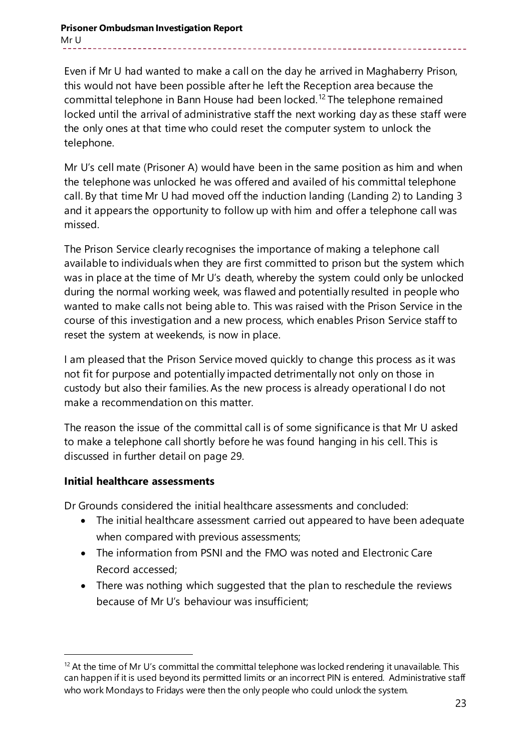Even if Mr U had wanted to make a call on the day he arrived in Maghaberry Prison, this would not have been possible after he left the Reception area because the committal telephone in Bann House had been locked.[12] The telephone remained locked until the arrival of administrative staff the next working day as these staff were the only ones at that time who could reset the computer system to unlock the telephone.

Mr U's cell mate (Prisoner A) would have been in the same position as him and when the telephone was unlocked he was offered and availed of his committal telephone call. By that time Mr U had moved off the induction landing (Landing 2) to Landing 3 and it appears the opportunity to follow up with him and offer a telephone call was missed.

The Prison Service clearly recognises the importance of making a telephone call available to individuals when they are first committed to prison but the system which was in place at the time of Mr U's death, whereby the system could only be unlocked during the normal working week, was flawed and potentially resulted in people who wanted to make calls not being able to. This was raised with the Prison Service in the course of this investigation and a new process, which enables Prison Service staff to reset the system at weekends, is now in place.

I am pleased that the Prison Service moved quickly to change this process as it was not fit for purpose and potentially impacted detrimentally not only on those in custody but also their families. As the new process is already operational I do not make a recommendation on this matter.

The reason the issue of the committal call is of some significance is that Mr U asked to make a telephone call shortly before he was found hanging in his cell. This is discussed in further detail on page 29.

**Initial healthcare assessments**

Dr Grounds considered the initial healthcare assessments and concluded:

- The initial healthcare assessment carried out appeared to have been adequate when compared with previous assessments;
- The information from PSNI and the FMO was noted and Electronic Care Record accessed;
- There was nothing which suggested that the plan to reschedule the reviews because of Mr U's behaviour was insufficient;

[12] At the time of Mr U's committal the committal telephone was locked rendering it unavailable. This can happen if it is used beyond its permitted limits or an incorrect PIN is entered. Administrative staff who work Mondays to Fridays were then the only people who could unlock the system.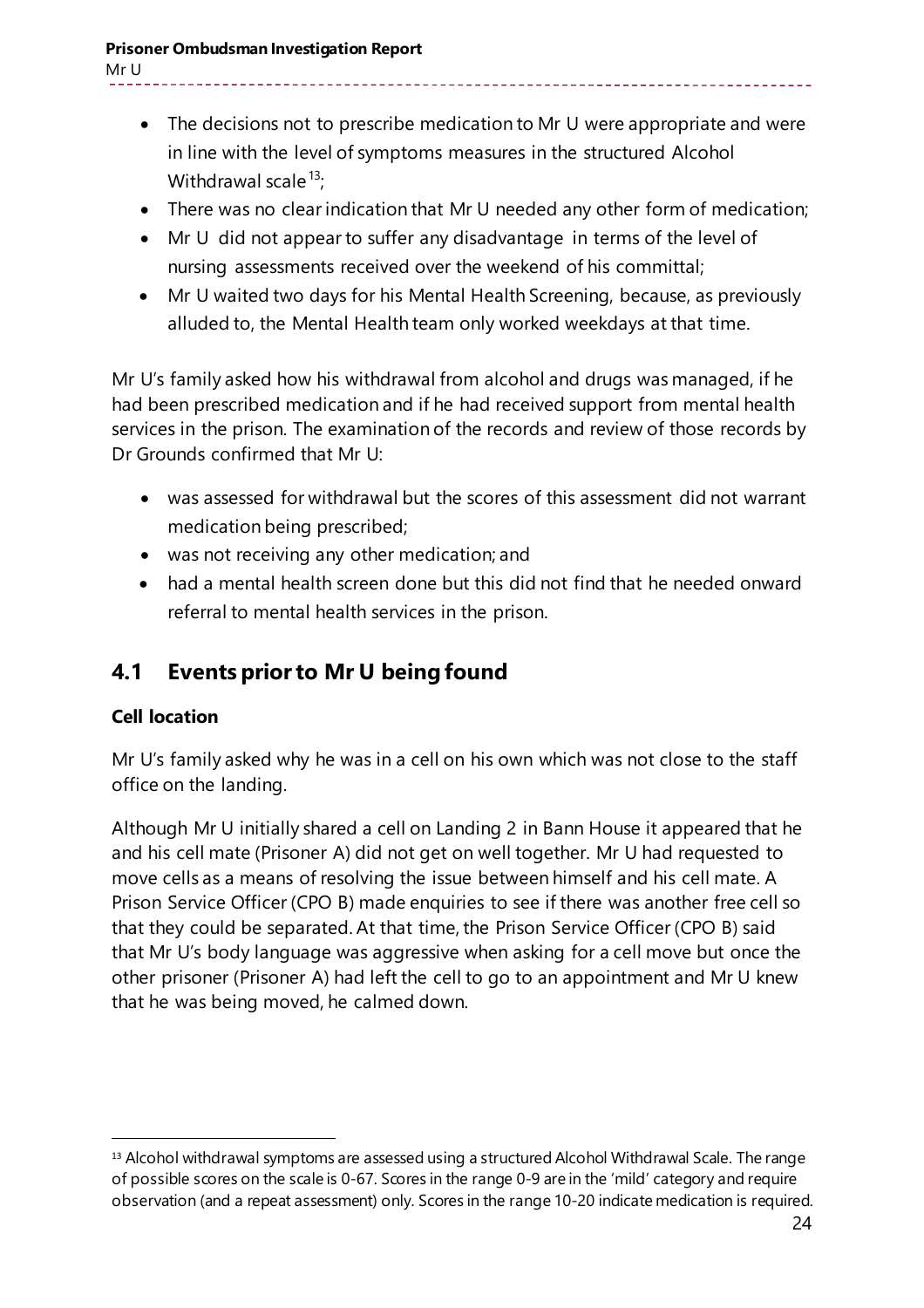- The decisions not to prescribe medication to Mr U were appropriate and were in line with the level of symptoms measures in the structured Alcohol Withdrawal scale[13];
- There was no clear indication that Mr U needed any other form of medication;
- Mr U did not appear to suffer any disadvantage in terms of the level of nursing assessments received over the weekend of his committal;
- Mr U waited two days for his Mental Health Screening, because, as previously alluded to, the Mental Health team only worked weekdays at that time.

Mr U's family asked how his withdrawal from alcohol and drugs was managed, if he had been prescribed medication and if he had received support from mental health services in the prison. The examination of the records and review of those records by Dr Grounds confirmed that Mr U:

- was assessed for withdrawal but the scores of this assessment did not warrant medication being prescribed;
- was not receiving any other medication; and
- had a mental health screen done but this did not find that he needed onward referral to mental health services in the prison.

## 4.1 Events prior to Mr U being found

**Cell location**

Mr U's family asked why he was in a cell on his own which was not close to the staff office on the landing.

Although Mr U initially shared a cell on Landing 2 in Bann House it appeared that he and his cell mate (Prisoner A) did not get on well together. Mr U had requested to move cells as a means of resolving the issue between himself and his cell mate. A Prison Service Officer (CPO B) made enquiries to see if there was another free cell so that they could be separated. At that time, the Prison Service Officer (CPO B) said that Mr U's body language was aggressive when asking for a cell move but once the other prisoner (Prisoner A) had left the cell to go to an appointment and Mr U knew that he was being moved, he calmed down.

---

[13] Alcohol withdrawal symptoms are assessed using a structured Alcohol Withdrawal Scale. The range of possible scores on the scale is 0-67. Scores in the range 0-9 are in the 'mild' category and require observation (and a repeat assessment) only. Scores in the range 10-20 indicate medication is required.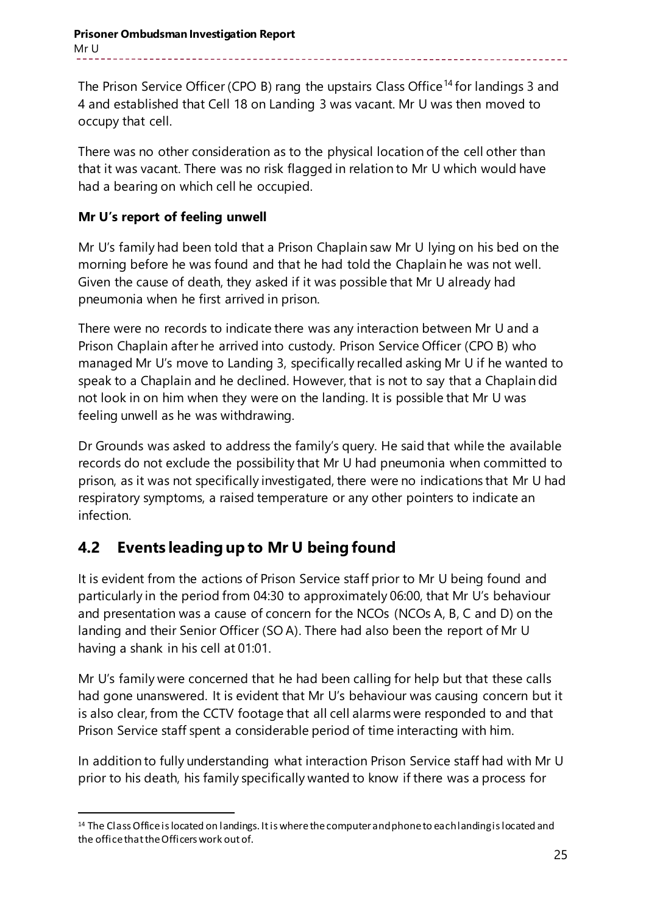The Prison Service Officer (CPO B) rang the upstairs Class Office[14] for landings 3 and 4 and established that Cell 18 on Landing 3 was vacant. Mr U was then moved to occupy that cell.

There was no other consideration as to the physical location of the cell other than that it was vacant. There was no risk flagged in relation to Mr U which would have had a bearing on which cell he occupied.

### Mr U's report of feeling unwell

Mr U's family had been told that a Prison Chaplain saw Mr U lying on his bed on the morning before he was found and that he had told the Chaplain he was not well. Given the cause of death, they asked if it was possible that Mr U already had pneumonia when he first arrived in prison.

There were no records to indicate there was any interaction between Mr U and a Prison Chaplain after he arrived into custody. Prison Service Officer (CPO B) who managed Mr U's move to Landing 3, specifically recalled asking Mr U if he wanted to speak to a Chaplain and he declined. However, that is not to say that a Chaplain did not look in on him when they were on the landing. It is possible that Mr U was feeling unwell as he was withdrawing.

Dr Grounds was asked to address the family's query. He said that while the available records do not exclude the possibility that Mr U had pneumonia when committed to prison, as it was not specifically investigated, there were no indications that Mr U had respiratory symptoms, a raised temperature or any other pointers to indicate an infection.

## 4.2 Events leading up to Mr U being found

It is evident from the actions of Prison Service staff prior to Mr U being found and particularly in the period from 04:30 to approximately 06:00, that Mr U's behaviour and presentation was a cause of concern for the NCOs (NCOs A, B, C and D) on the landing and their Senior Officer (SO A). There had also been the report of Mr U having a shank in his cell at 01:01.

Mr U's family were concerned that he had been calling for help but that these calls had gone unanswered. It is evident that Mr U's behaviour was causing concern but it is also clear, from the CCTV footage that all cell alarms were responded to and that Prison Service staff spent a considerable period of time interacting with him.

In addition to fully understanding what interaction Prison Service staff had with Mr U prior to his death, his family specifically wanted to know if there was a process for

[14] The Class Office is located on landings. It is where the computer and phone to each landing is located and the office that the Officers work out of.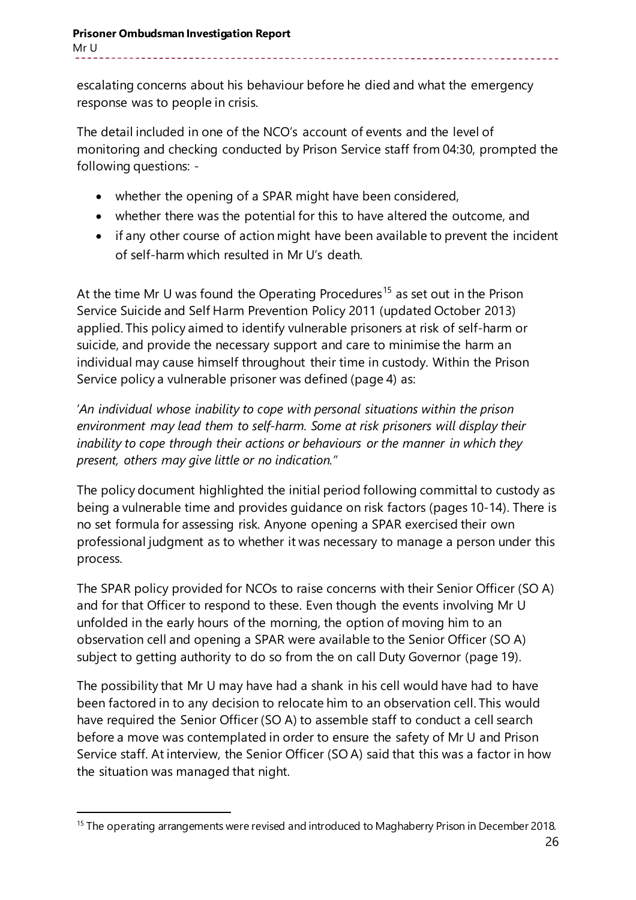escalating concerns about his behaviour before he died and what the emergency response was to people in crisis.

The detail included in one of the NCO's account of events and the level of monitoring and checking conducted by Prison Service staff from 04:30, prompted the following questions: -

- whether the opening of a SPAR might have been considered,
- whether there was the potential for this to have altered the outcome, and
- if any other course of action might have been available to prevent the incident of self-harm which resulted in Mr U's death.

At the time Mr U was found the Operating Procedures[15] as set out in the Prison Service Suicide and Self Harm Prevention Policy 2011 (updated October 2013) applied. This policy aimed to identify vulnerable prisoners at risk of self-harm or suicide, and provide the necessary support and care to minimise the harm an individual may cause himself throughout their time in custody. Within the Prison Service policy a vulnerable prisoner was defined (page 4) as:

'*An individual whose inability to cope with personal situations within the prison environment may lead them to self-harm. Some at risk prisoners will display their inability to cope through their actions or behaviours or the manner in which they present, others may give little or no indication."*

The policy document highlighted the initial period following committal to custody as being a vulnerable time and provides guidance on risk factors (pages 10-14). There is no set formula for assessing risk. Anyone opening a SPAR exercised their own professional judgment as to whether it was necessary to manage a person under this process.

The SPAR policy provided for NCOs to raise concerns with their Senior Officer (SO A) and for that Officer to respond to these. Even though the events involving Mr U unfolded in the early hours of the morning, the option of moving him to an observation cell and opening a SPAR were available to the Senior Officer (SO A) subject to getting authority to do so from the on call Duty Governor (page 19).

The possibility that Mr U may have had a shank in his cell would have had to have been factored in to any decision to relocate him to an observation cell. This would have required the Senior Officer (SO A) to assemble staff to conduct a cell search before a move was contemplated in order to ensure the safety of Mr U and Prison Service staff. At interview, the Senior Officer (SO A) said that this was a factor in how the situation was managed that night.

[15] The operating arrangements were revised and introduced to Maghaberry Prison in December 2018.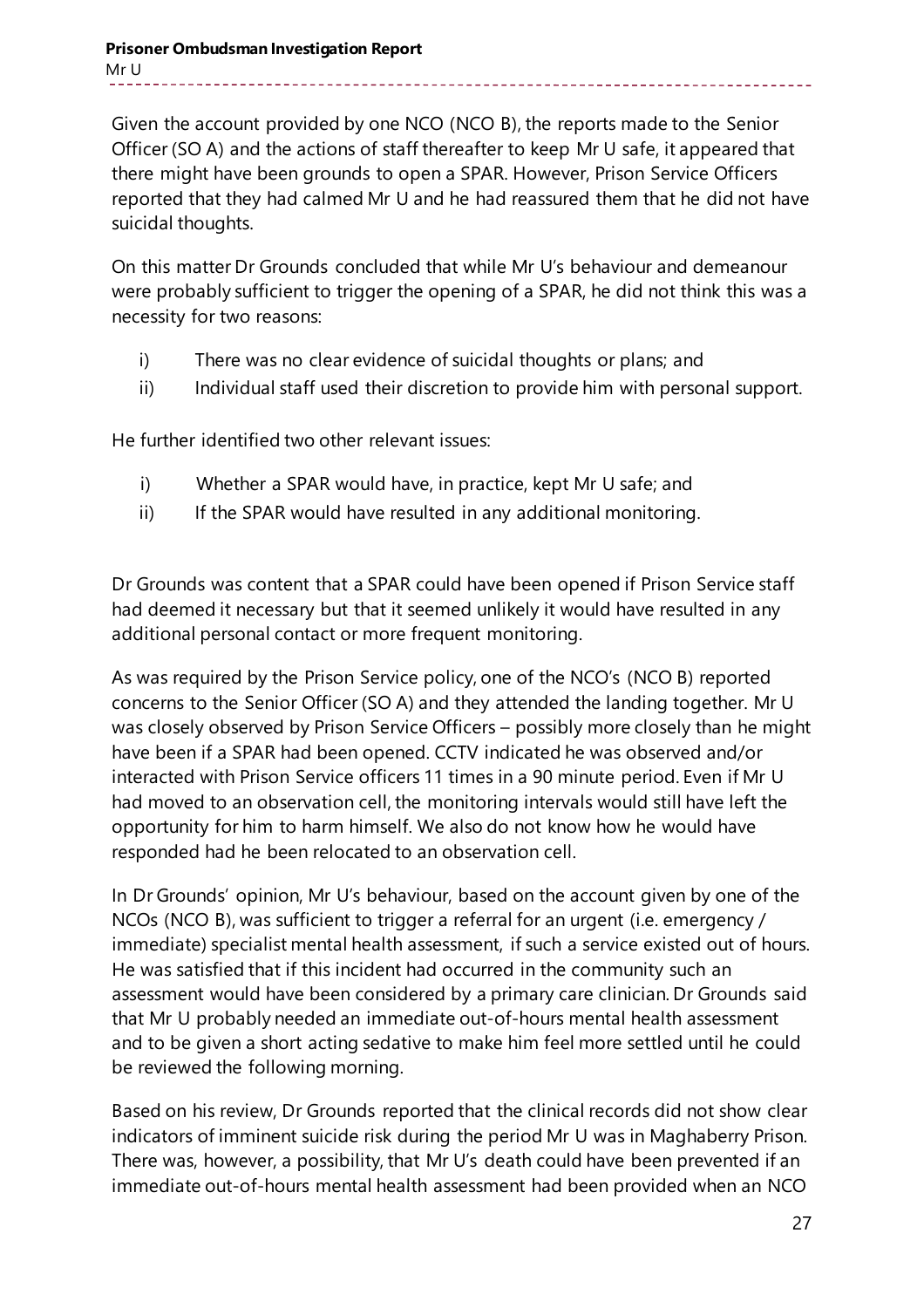Given the account provided by one NCO (NCO B), the reports made to the Senior Officer (SO A) and the actions of staff thereafter to keep Mr U safe, it appeared that there might have been grounds to open a SPAR. However, Prison Service Officers reported that they had calmed Mr U and he had reassured them that he did not have suicidal thoughts.

On this matter Dr Grounds concluded that while Mr U's behaviour and demeanour were probably sufficient to trigger the opening of a SPAR, he did not think this was a necessity for two reasons:

i) There was no clear evidence of suicidal thoughts or plans; and
ii) Individual staff used their discretion to provide him with personal support.

He further identified two other relevant issues:

i) Whether a SPAR would have, in practice, kept Mr U safe; and
ii) If the SPAR would have resulted in any additional monitoring.

Dr Grounds was content that a SPAR could have been opened if Prison Service staff had deemed it necessary but that it seemed unlikely it would have resulted in any additional personal contact or more frequent monitoring.

As was required by the Prison Service policy, one of the NCO's (NCO B) reported concerns to the Senior Officer (SO A) and they attended the landing together. Mr U was closely observed by Prison Service Officers – possibly more closely than he might have been if a SPAR had been opened. CCTV indicated he was observed and/or interacted with Prison Service officers 11 times in a 90 minute period. Even if Mr U had moved to an observation cell, the monitoring intervals would still have left the opportunity for him to harm himself. We also do not know how he would have responded had he been relocated to an observation cell.

In Dr Grounds' opinion, Mr U's behaviour, based on the account given by one of the NCOs (NCO B), was sufficient to trigger a referral for an urgent (i.e. emergency / immediate) specialist mental health assessment, if such a service existed out of hours. He was satisfied that if this incident had occurred in the community such an assessment would have been considered by a primary care clinician. Dr Grounds said that Mr U probably needed an immediate out-of-hours mental health assessment and to be given a short acting sedative to make him feel more settled until he could be reviewed the following morning.

Based on his review, Dr Grounds reported that the clinical records did not show clear indicators of imminent suicide risk during the period Mr U was in Maghaberry Prison. There was, however, a possibility, that Mr U's death could have been prevented if an immediate out-of-hours mental health assessment had been provided when an NCO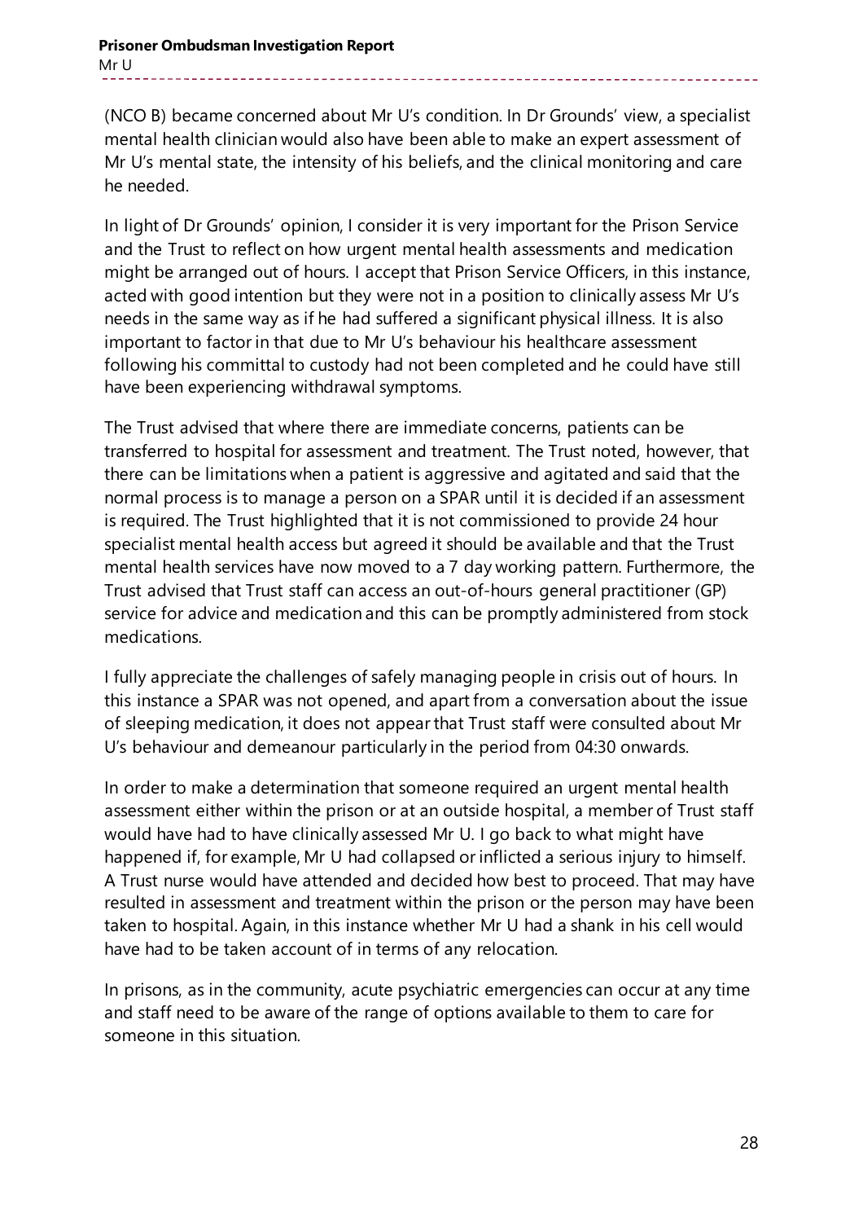(NCO B) became concerned about Mr U's condition. In Dr Grounds' view, a specialist mental health clinician would also have been able to make an expert assessment of Mr U's mental state, the intensity of his beliefs, and the clinical monitoring and care he needed.

In light of Dr Grounds' opinion, I consider it is very important for the Prison Service and the Trust to reflect on how urgent mental health assessments and medication might be arranged out of hours. I accept that Prison Service Officers, in this instance, acted with good intention but they were not in a position to clinically assess Mr U's needs in the same way as if he had suffered a significant physical illness. It is also important to factor in that due to Mr U's behaviour his healthcare assessment following his committal to custody had not been completed and he could have still have been experiencing withdrawal symptoms.

The Trust advised that where there are immediate concerns, patients can be transferred to hospital for assessment and treatment. The Trust noted, however, that there can be limitations when a patient is aggressive and agitated and said that the normal process is to manage a person on a SPAR until it is decided if an assessment is required. The Trust highlighted that it is not commissioned to provide 24 hour specialist mental health access but agreed it should be available and that the Trust mental health services have now moved to a 7 day working pattern. Furthermore, the Trust advised that Trust staff can access an out-of-hours general practitioner (GP) service for advice and medication and this can be promptly administered from stock medications.

I fully appreciate the challenges of safely managing people in crisis out of hours. In this instance a SPAR was not opened, and apart from a conversation about the issue of sleeping medication, it does not appear that Trust staff were consulted about Mr U's behaviour and demeanour particularly in the period from 04:30 onwards.

In order to make a determination that someone required an urgent mental health assessment either within the prison or at an outside hospital, a member of Trust staff would have had to have clinically assessed Mr U. I go back to what might have happened if, for example, Mr U had collapsed or inflicted a serious injury to himself. A Trust nurse would have attended and decided how best to proceed. That may have resulted in assessment and treatment within the prison or the person may have been taken to hospital. Again, in this instance whether Mr U had a shank in his cell would have had to be taken account of in terms of any relocation.

In prisons, as in the community, acute psychiatric emergencies can occur at any time and staff need to be aware of the range of options available to them to care for someone in this situation.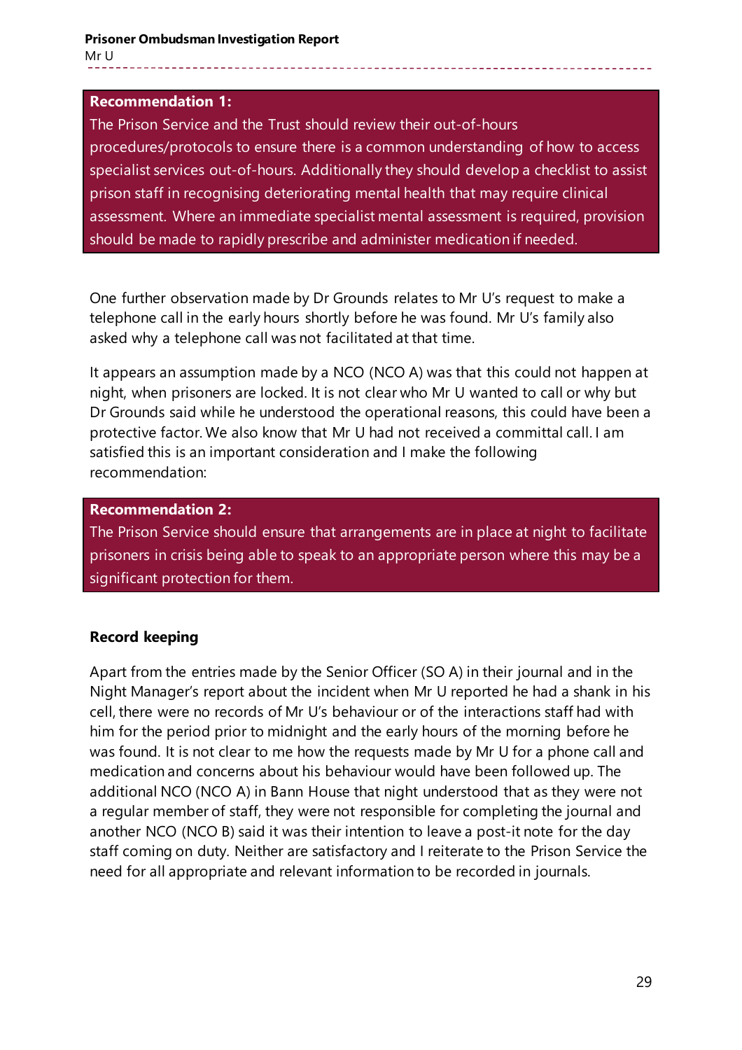**Recommendation 1:**
The Prison Service and the Trust should review their out-of-hours procedures/protocols to ensure there is a common understanding of how to access specialist services out-of-hours. Additionally they should develop a checklist to assist prison staff in recognising deteriorating mental health that may require clinical assessment. Where an immediate specialist mental assessment is required, provision should be made to rapidly prescribe and administer medication if needed.

One further observation made by Dr Grounds relates to Mr U's request to make a telephone call in the early hours shortly before he was found. Mr U's family also asked why a telephone call was not facilitated at that time.

It appears an assumption made by a NCO (NCO A) was that this could not happen at night, when prisoners are locked. It is not clear who Mr U wanted to call or why but Dr Grounds said while he understood the operational reasons, this could have been a protective factor. We also know that Mr U had not received a committal call. I am satisfied this is an important consideration and I make the following recommendation:

**Recommendation 2:**
The Prison Service should ensure that arrangements are in place at night to facilitate prisoners in crisis being able to speak to an appropriate person where this may be a significant protection for them.

**Record keeping**

Apart from the entries made by the Senior Officer (SO A) in their journal and in the Night Manager's report about the incident when Mr U reported he had a shank in his cell, there were no records of Mr U's behaviour or of the interactions staff had with him for the period prior to midnight and the early hours of the morning before he was found. It is not clear to me how the requests made by Mr U for a phone call and medication and concerns about his behaviour would have been followed up. The additional NCO (NCO A) in Bann House that night understood that as they were not a regular member of staff, they were not responsible for completing the journal and another NCO (NCO B) said it was their intention to leave a post-it note for the day staff coming on duty. Neither are satisfactory and I reiterate to the Prison Service the need for all appropriate and relevant information to be recorded in journals.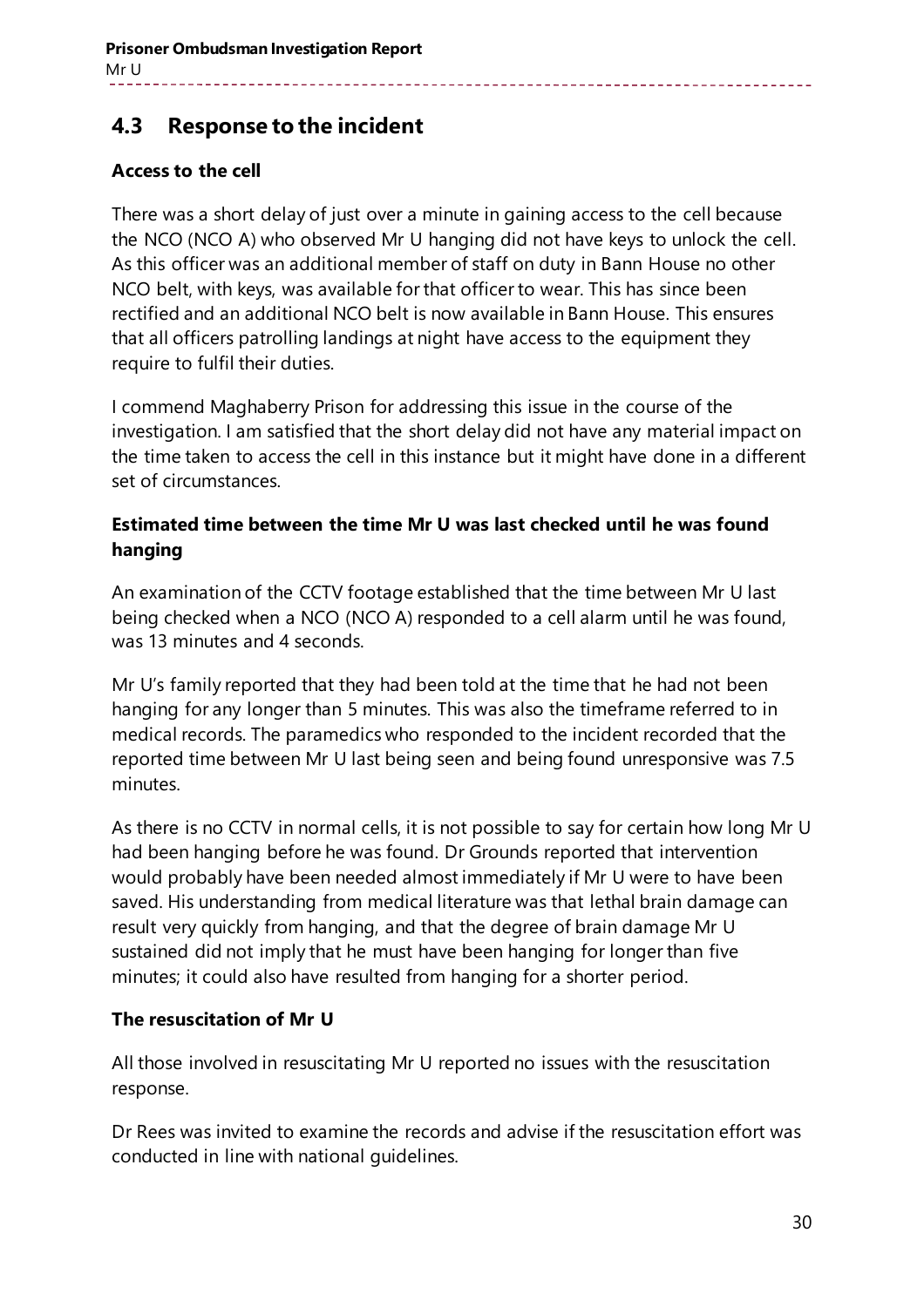## 4.3 Response to the incident

### Access to the cell

There was a short delay of just over a minute in gaining access to the cell because the NCO (NCO A) who observed Mr U hanging did not have keys to unlock the cell. As this officer was an additional member of staff on duty in Bann House no other NCO belt, with keys, was available for that officer to wear. This has since been rectified and an additional NCO belt is now available in Bann House. This ensures that all officers patrolling landings at night have access to the equipment they require to fulfil their duties.

I commend Maghaberry Prison for addressing this issue in the course of the investigation. I am satisfied that the short delay did not have any material impact on the time taken to access the cell in this instance but it might have done in a different set of circumstances.

### Estimated time between the time Mr U was last checked until he was found hanging

An examination of the CCTV footage established that the time between Mr U last being checked when a NCO (NCO A) responded to a cell alarm until he was found, was 13 minutes and 4 seconds.

Mr U's family reported that they had been told at the time that he had not been hanging for any longer than 5 minutes. This was also the timeframe referred to in medical records. The paramedics who responded to the incident recorded that the reported time between Mr U last being seen and being found unresponsive was 7.5 minutes.

As there is no CCTV in normal cells, it is not possible to say for certain how long Mr U had been hanging before he was found. Dr Grounds reported that intervention would probably have been needed almost immediately if Mr U were to have been saved. His understanding from medical literature was that lethal brain damage can result very quickly from hanging, and that the degree of brain damage Mr U sustained did not imply that he must have been hanging for longer than five minutes; it could also have resulted from hanging for a shorter period.

### The resuscitation of Mr U

All those involved in resuscitating Mr U reported no issues with the resuscitation response.

Dr Rees was invited to examine the records and advise if the resuscitation effort was conducted in line with national guidelines.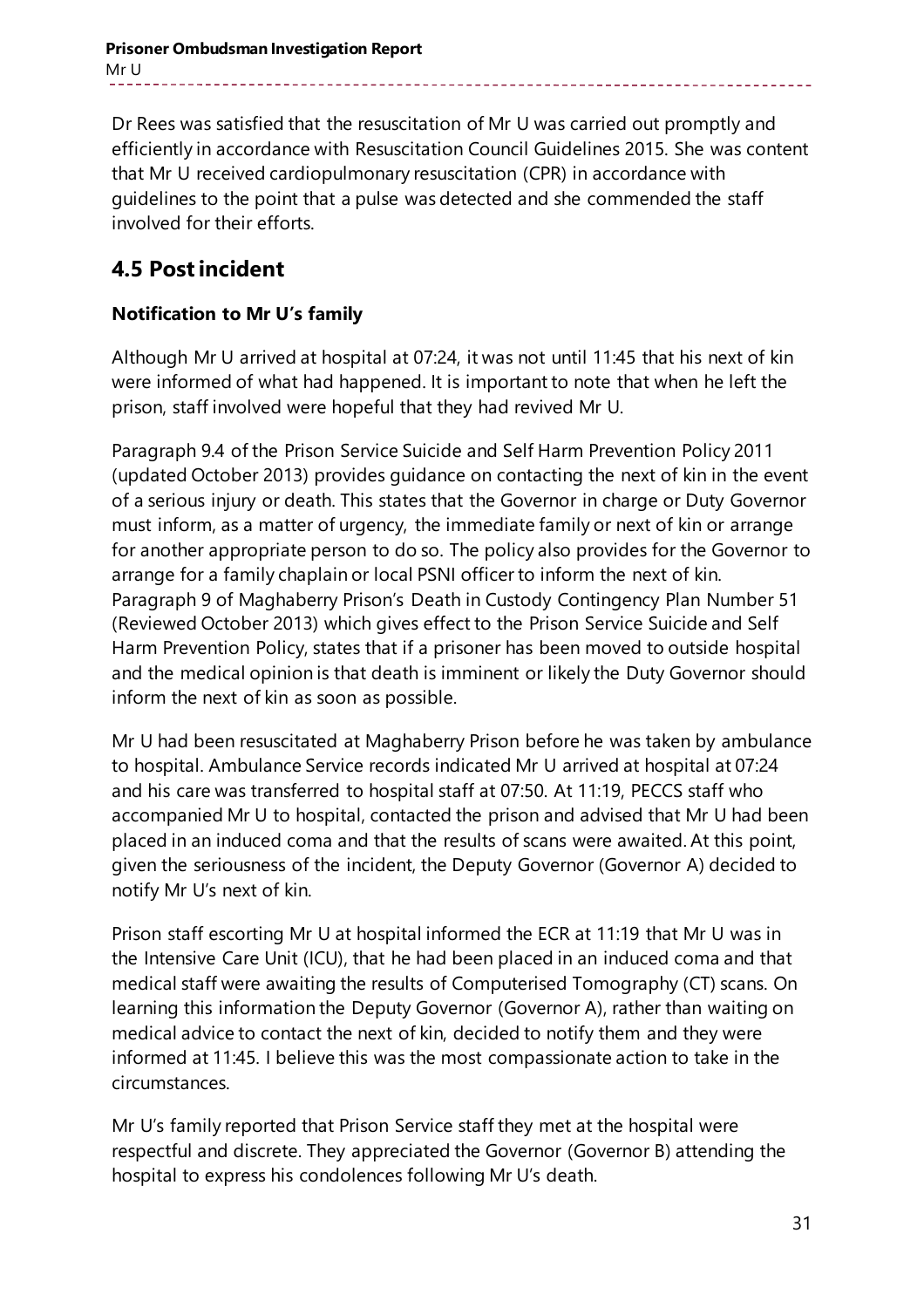Dr Rees was satisfied that the resuscitation of Mr U was carried out promptly and efficiently in accordance with Resuscitation Council Guidelines 2015. She was content that Mr U received cardiopulmonary resuscitation (CPR) in accordance with guidelines to the point that a pulse was detected and she commended the staff involved for their efforts.

## 4.5 Post incident

### Notification to Mr U's family

Although Mr U arrived at hospital at 07:24, it was not until 11:45 that his next of kin were informed of what had happened. It is important to note that when he left the prison, staff involved were hopeful that they had revived Mr U.

Paragraph 9.4 of the Prison Service Suicide and Self Harm Prevention Policy 2011 (updated October 2013) provides guidance on contacting the next of kin in the event of a serious injury or death. This states that the Governor in charge or Duty Governor must inform, as a matter of urgency, the immediate family or next of kin or arrange for another appropriate person to do so. The policy also provides for the Governor to arrange for a family chaplain or local PSNI officer to inform the next of kin. Paragraph 9 of Maghaberry Prison's Death in Custody Contingency Plan Number 51 (Reviewed October 2013) which gives effect to the Prison Service Suicide and Self Harm Prevention Policy, states that if a prisoner has been moved to outside hospital and the medical opinion is that death is imminent or likely the Duty Governor should inform the next of kin as soon as possible.

Mr U had been resuscitated at Maghaberry Prison before he was taken by ambulance to hospital. Ambulance Service records indicated Mr U arrived at hospital at 07:24 and his care was transferred to hospital staff at 07:50. At 11:19, PECCS staff who accompanied Mr U to hospital, contacted the prison and advised that Mr U had been placed in an induced coma and that the results of scans were awaited. At this point, given the seriousness of the incident, the Deputy Governor (Governor A) decided to notify Mr U's next of kin.

Prison staff escorting Mr U at hospital informed the ECR at 11:19 that Mr U was in the Intensive Care Unit (ICU), that he had been placed in an induced coma and that medical staff were awaiting the results of Computerised Tomography (CT) scans. On learning this information the Deputy Governor (Governor A), rather than waiting on medical advice to contact the next of kin, decided to notify them and they were informed at 11:45. I believe this was the most compassionate action to take in the circumstances.

Mr U's family reported that Prison Service staff they met at the hospital were respectful and discrete. They appreciated the Governor (Governor B) attending the hospital to express his condolences following Mr U's death.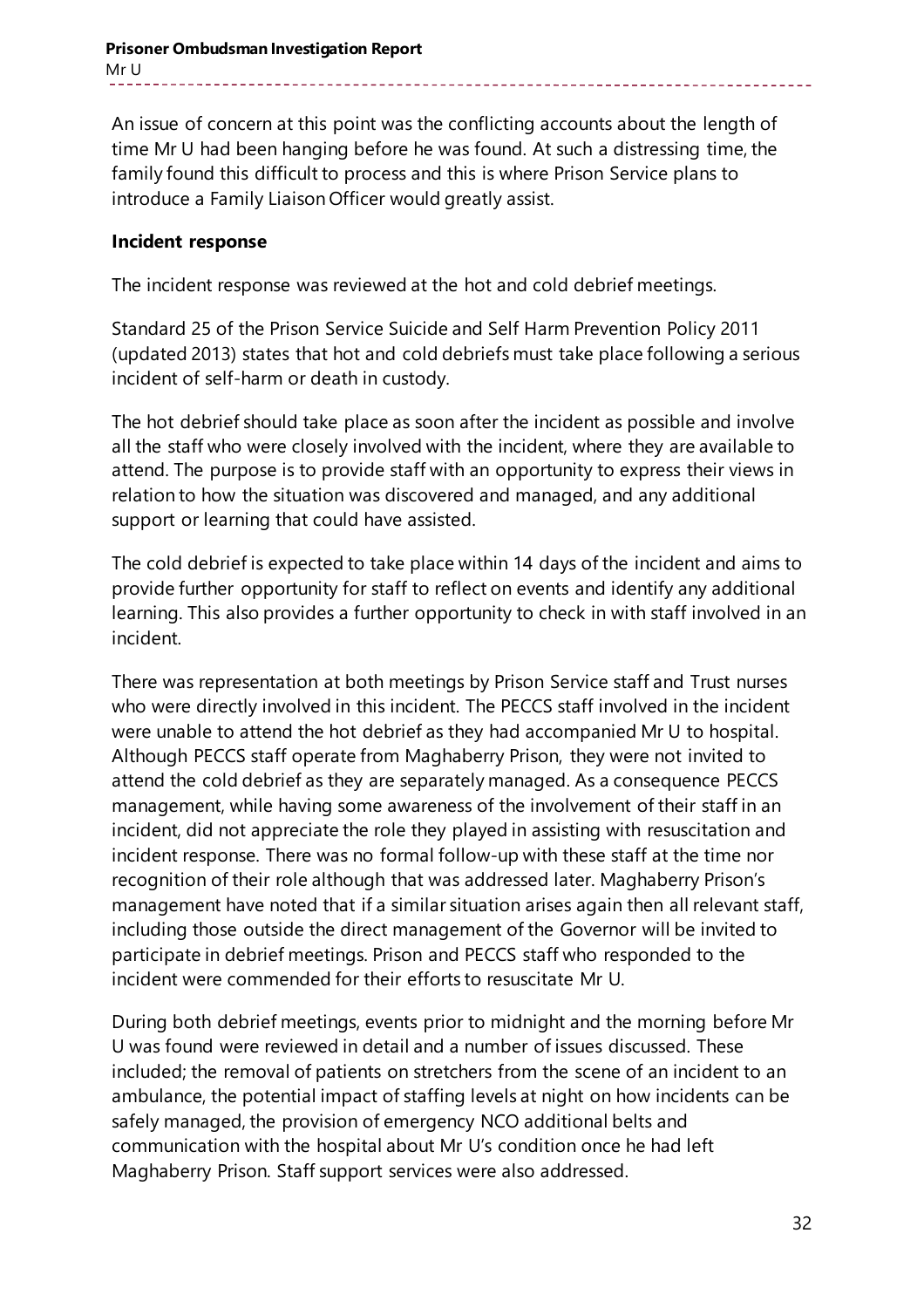An issue of concern at this point was the conflicting accounts about the length of time Mr U had been hanging before he was found. At such a distressing time, the family found this difficult to process and this is where Prison Service plans to introduce a Family Liaison Officer would greatly assist.

**Incident response**

The incident response was reviewed at the hot and cold debrief meetings.

Standard 25 of the Prison Service Suicide and Self Harm Prevention Policy 2011 (updated 2013) states that hot and cold debriefs must take place following a serious incident of self-harm or death in custody.

The hot debrief should take place as soon after the incident as possible and involve all the staff who were closely involved with the incident, where they are available to attend. The purpose is to provide staff with an opportunity to express their views in relation to how the situation was discovered and managed, and any additional support or learning that could have assisted.

The cold debrief is expected to take place within 14 days of the incident and aims to provide further opportunity for staff to reflect on events and identify any additional learning. This also provides a further opportunity to check in with staff involved in an incident.

There was representation at both meetings by Prison Service staff and Trust nurses who were directly involved in this incident. The PECCS staff involved in the incident were unable to attend the hot debrief as they had accompanied Mr U to hospital. Although PECCS staff operate from Maghaberry Prison, they were not invited to attend the cold debrief as they are separately managed. As a consequence PECCS management, while having some awareness of the involvement of their staff in an incident, did not appreciate the role they played in assisting with resuscitation and incident response. There was no formal follow-up with these staff at the time nor recognition of their role although that was addressed later. Maghaberry Prison's management have noted that if a similar situation arises again then all relevant staff, including those outside the direct management of the Governor will be invited to participate in debrief meetings. Prison and PECCS staff who responded to the incident were commended for their efforts to resuscitate Mr U.

During both debrief meetings, events prior to midnight and the morning before Mr U was found were reviewed in detail and a number of issues discussed. These included; the removal of patients on stretchers from the scene of an incident to an ambulance, the potential impact of staffing levels at night on how incidents can be safely managed, the provision of emergency NCO additional belts and communication with the hospital about Mr U's condition once he had left Maghaberry Prison. Staff support services were also addressed.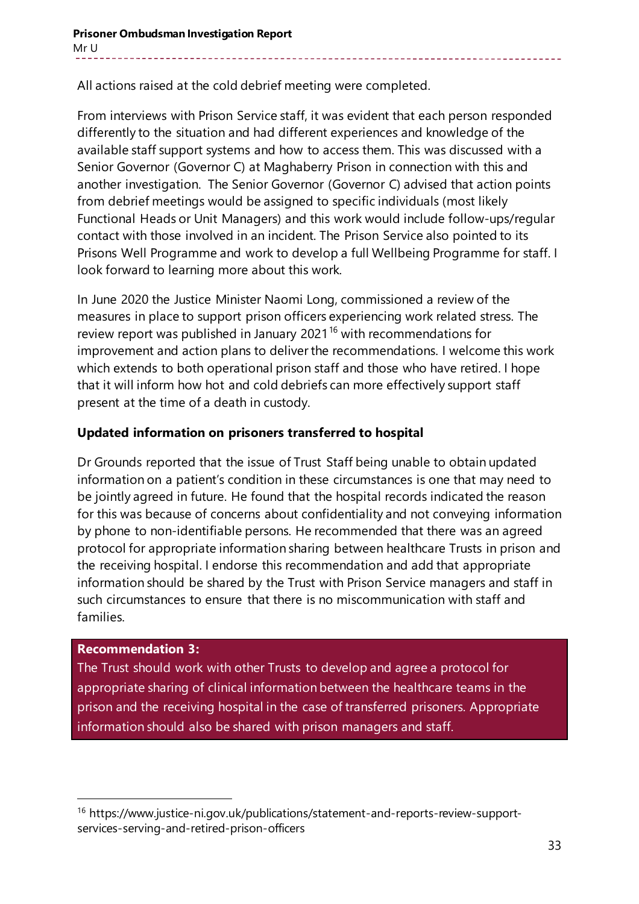All actions raised at the cold debrief meeting were completed.

From interviews with Prison Service staff, it was evident that each person responded differently to the situation and had different experiences and knowledge of the available staff support systems and how to access them. This was discussed with a Senior Governor (Governor C) at Maghaberry Prison in connection with this and another investigation. The Senior Governor (Governor C) advised that action points from debrief meetings would be assigned to specific individuals (most likely Functional Heads or Unit Managers) and this work would include follow-ups/regular contact with those involved in an incident. The Prison Service also pointed to its Prisons Well Programme and work to develop a full Wellbeing Programme for staff. I look forward to learning more about this work.

In June 2020 the Justice Minister Naomi Long, commissioned a review of the measures in place to support prison officers experiencing work related stress. The review report was published in January 2021[16] with recommendations for improvement and action plans to deliver the recommendations. I welcome this work which extends to both operational prison staff and those who have retired. I hope that it will inform how hot and cold debriefs can more effectively support staff present at the time of a death in custody.

**Updated information on prisoners transferred to hospital**

Dr Grounds reported that the issue of Trust Staff being unable to obtain updated information on a patient's condition in these circumstances is one that may need to be jointly agreed in future. He found that the hospital records indicated the reason for this was because of concerns about confidentiality and not conveying information by phone to non-identifiable persons. He recommended that there was an agreed protocol for appropriate information sharing between healthcare Trusts in prison and the receiving hospital. I endorse this recommendation and add that appropriate information should be shared by the Trust with Prison Service managers and staff in such circumstances to ensure that there is no miscommunication with staff and families.

**Recommendation 3:**
The Trust should work with other Trusts to develop and agree a protocol for appropriate sharing of clinical information between the healthcare teams in the prison and the receiving hospital in the case of transferred prisoners. Appropriate information should also be shared with prison managers and staff.

[16] https://www.justice-ni.gov.uk/publications/statement-and-reports-review-support-services-serving-and-retired-prison-officers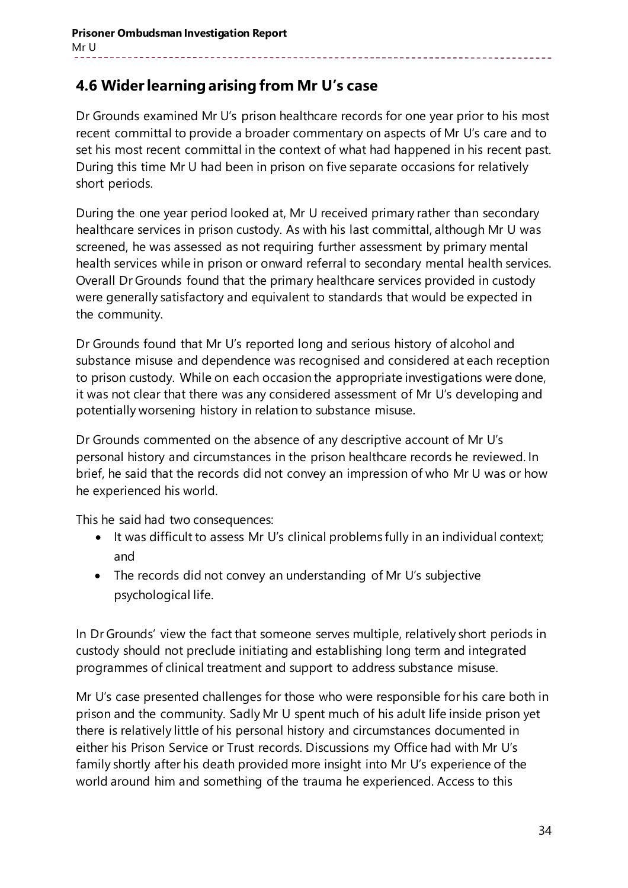## 4.6 Wider learning arising from Mr U's case

Dr Grounds examined Mr U's prison healthcare records for one year prior to his most recent committal to provide a broader commentary on aspects of Mr U's care and to set his most recent committal in the context of what had happened in his recent past. During this time Mr U had been in prison on five separate occasions for relatively short periods.

During the one year period looked at, Mr U received primary rather than secondary healthcare services in prison custody. As with his last committal, although Mr U was screened, he was assessed as not requiring further assessment by primary mental health services while in prison or onward referral to secondary mental health services. Overall Dr Grounds found that the primary healthcare services provided in custody were generally satisfactory and equivalent to standards that would be expected in the community.

Dr Grounds found that Mr U's reported long and serious history of alcohol and substance misuse and dependence was recognised and considered at each reception to prison custody. While on each occasion the appropriate investigations were done, it was not clear that there was any considered assessment of Mr U's developing and potentially worsening history in relation to substance misuse.

Dr Grounds commented on the absence of any descriptive account of Mr U's personal history and circumstances in the prison healthcare records he reviewed. In brief, he said that the records did not convey an impression of who Mr U was or how he experienced his world.

This he said had two consequences:

- It was difficult to assess Mr U's clinical problems fully in an individual context; and
- The records did not convey an understanding of Mr U's subjective psychological life.

In Dr Grounds' view the fact that someone serves multiple, relatively short periods in custody should not preclude initiating and establishing long term and integrated programmes of clinical treatment and support to address substance misuse.

Mr U's case presented challenges for those who were responsible for his care both in prison and the community. Sadly Mr U spent much of his adult life inside prison yet there is relatively little of his personal history and circumstances documented in either his Prison Service or Trust records. Discussions my Office had with Mr U's family shortly after his death provided more insight into Mr U's experience of the world around him and something of the trauma he experienced. Access to this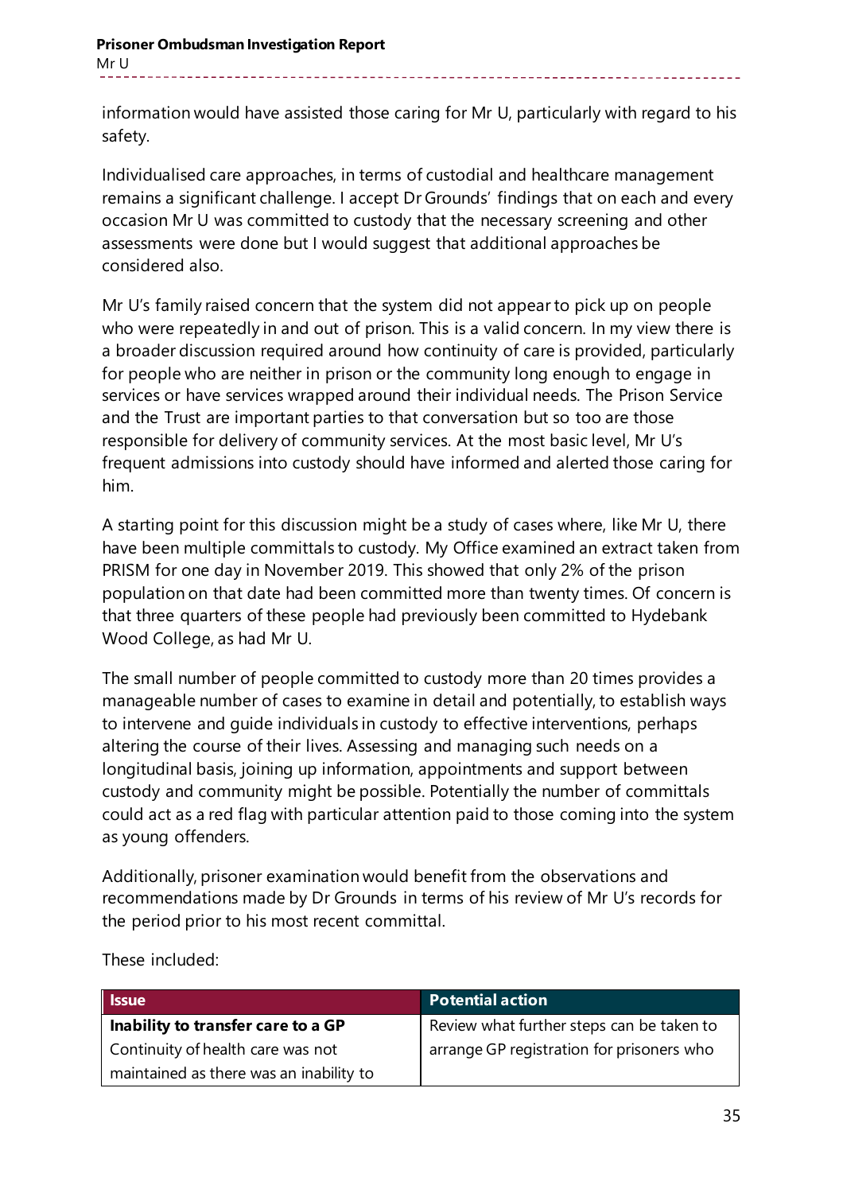information would have assisted those caring for Mr U, particularly with regard to his safety.

Individualised care approaches, in terms of custodial and healthcare management remains a significant challenge. I accept Dr Grounds' findings that on each and every occasion Mr U was committed to custody that the necessary screening and other assessments were done but I would suggest that additional approaches be considered also.

Mr U's family raised concern that the system did not appear to pick up on people who were repeatedly in and out of prison. This is a valid concern. In my view there is a broader discussion required around how continuity of care is provided, particularly for people who are neither in prison or the community long enough to engage in services or have services wrapped around their individual needs. The Prison Service and the Trust are important parties to that conversation but so too are those responsible for delivery of community services. At the most basic level, Mr U's frequent admissions into custody should have informed and alerted those caring for him.

A starting point for this discussion might be a study of cases where, like Mr U, there have been multiple committals to custody. My Office examined an extract taken from PRISM for one day in November 2019. This showed that only 2% of the prison population on that date had been committed more than twenty times. Of concern is that three quarters of these people had previously been committed to Hydebank Wood College, as had Mr U.

The small number of people committed to custody more than 20 times provides a manageable number of cases to examine in detail and potentially, to establish ways to intervene and guide individuals in custody to effective interventions, perhaps altering the course of their lives. Assessing and managing such needs on a longitudinal basis, joining up information, appointments and support between custody and community might be possible. Potentially the number of committals could act as a red flag with particular attention paid to those coming into the system as young offenders.

Additionally, prisoner examination would benefit from the observations and recommendations made by Dr Grounds in terms of his review of Mr U's records for the period prior to his most recent committal.

These included:

| Issue | Potential action |
|---|---|
| **Inability to transfer care to a GP**<br>Continuity of health care was not maintained as there was an inability to | Review what further steps can be taken to arrange GP registration for prisoners who |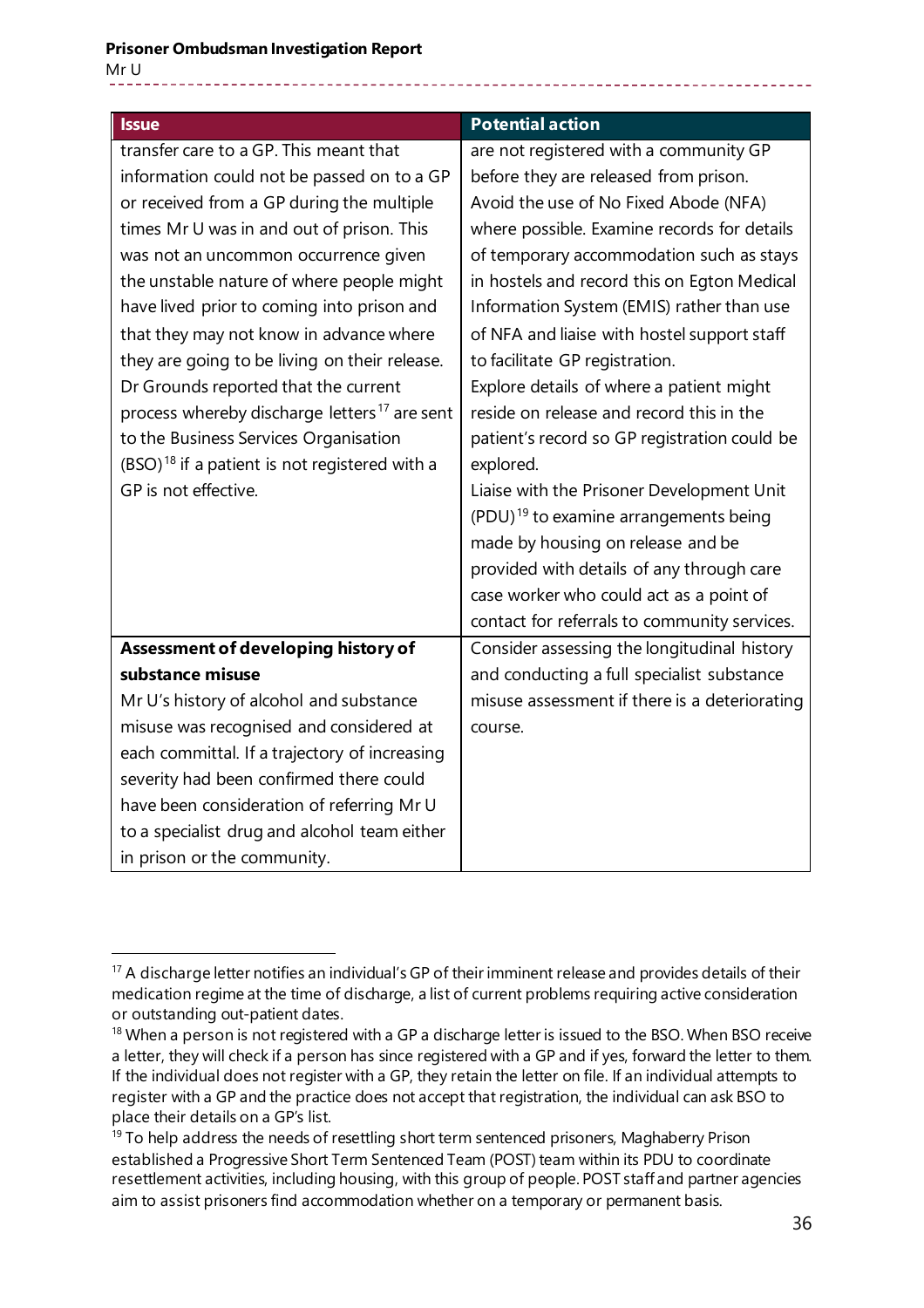| Issue | Potential action |
|---|---|
| transfer care to a GP. This meant that information could not be passed on to a GP or received from a GP during the multiple times Mr U was in and out of prison. This was not an uncommon occurrence given the unstable nature of where people might have lived prior to coming into prison and that they may not know in advance where they are going to be living on their release. Dr Grounds reported that the current process whereby discharge letters[17] are sent to the Business Services Organisation (BSO)[18] if a patient is not registered with a GP is not effective. | are not registered with a community GP before they are released from prison. Avoid the use of No Fixed Abode (NFA) where possible. Examine records for details of temporary accommodation such as stays in hostels and record this on Egton Medical Information System (EMIS) rather than use of NFA and liaise with hostel support staff to facilitate GP registration. Explore details of where a patient might reside on release and record this in the patient's record so GP registration could be explored. Liaise with the Prisoner Development Unit (PDU)[19] to examine arrangements being made by housing on release and be provided with details of any through care case worker who could act as a point of contact for referrals to community services. |
| **Assessment of developing history of substance misuse** Mr U's history of alcohol and substance misuse was recognised and considered at each committal. If a trajectory of increasing severity had been confirmed there could have been consideration of referring Mr U to a specialist drug and alcohol team either in prison or the community. | Consider assessing the longitudinal history and conducting a full specialist substance misuse assessment if there is a deteriorating course. |

[17] A discharge letter notifies an individual's GP of their imminent release and provides details of their medication regime at the time of discharge, a list of current problems requiring active consideration or outstanding out-patient dates.

[18] When a person is not registered with a GP a discharge letter is issued to the BSO. When BSO receive a letter, they will check if a person has since registered with a GP and if yes, forward the letter to them. If the individual does not register with a GP, they retain the letter on file. If an individual attempts to register with a GP and the practice does not accept that registration, the individual can ask BSO to place their details on a GP's list.

[19] To help address the needs of resettling short term sentenced prisoners, Maghaberry Prison established a Progressive Short Term Sentenced Team (POST) team within its PDU to coordinate resettlement activities, including housing, with this group of people. POST staff and partner agencies aim to assist prisoners find accommodation whether on a temporary or permanent basis.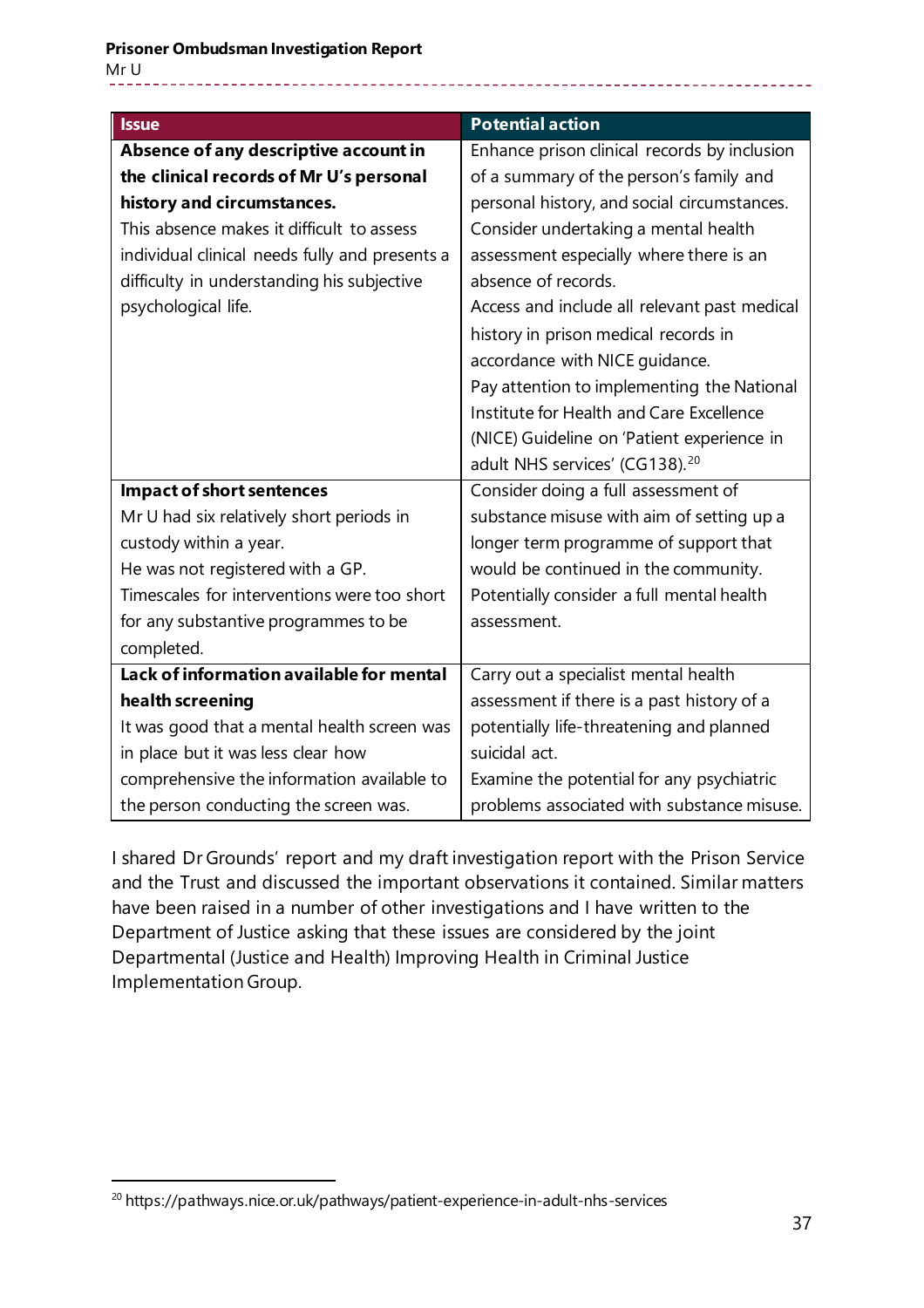| Issue | Potential action |
|---|---|
| **Absence of any descriptive account in the clinical records of Mr U's personal history and circumstances.** This absence makes it difficult to assess individual clinical needs fully and presents a difficulty in understanding his subjective psychological life. | Enhance prison clinical records by inclusion of a summary of the person's family and personal history, and social circumstances. Consider undertaking a mental health assessment especially where there is an absence of records. Access and include all relevant past medical history in prison medical records in accordance with NICE guidance. Pay attention to implementing the National Institute for Health and Care Excellence (NICE) Guideline on 'Patient experience in adult NHS services' (CG138).[20] |
| **Impact of short sentences** Mr U had six relatively short periods in custody within a year. He was not registered with a GP. Timescales for interventions were too short for any substantive programmes to be completed. | Consider doing a full assessment of substance misuse with aim of setting up a longer term programme of support that would be continued in the community. Potentially consider a full mental health assessment. |
| **Lack of information available for mental health screening** It was good that a mental health screen was in place but it was less clear how comprehensive the information available to the person conducting the screen was. | Carry out a specialist mental health assessment if there is a past history of a potentially life-threatening and planned suicidal act. Examine the potential for any psychiatric problems associated with substance misuse. |

I shared Dr Grounds' report and my draft investigation report with the Prison Service and the Trust and discussed the important observations it contained. Similar matters have been raised in a number of other investigations and I have written to the Department of Justice asking that these issues are considered by the joint Departmental (Justice and Health) Improving Health in Criminal Justice Implementation Group.

[20] https://pathways.nice.or.uk/pathways/patient-experience-in-adult-nhs-services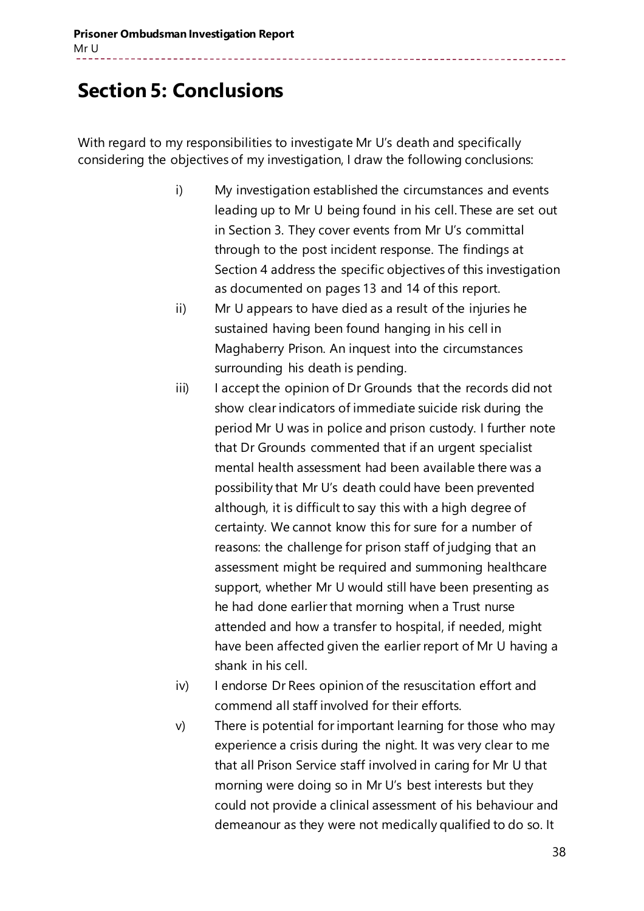# Section 5: Conclusions

With regard to my responsibilities to investigate Mr U's death and specifically considering the objectives of my investigation, I draw the following conclusions:

i) My investigation established the circumstances and events leading up to Mr U being found in his cell. These are set out in Section 3. They cover events from Mr U's committal through to the post incident response. The findings at Section 4 address the specific objectives of this investigation as documented on pages 13 and 14 of this report.

ii) Mr U appears to have died as a result of the injuries he sustained having been found hanging in his cell in Maghaberry Prison. An inquest into the circumstances surrounding his death is pending.

iii) I accept the opinion of Dr Grounds that the records did not show clear indicators of immediate suicide risk during the period Mr U was in police and prison custody. I further note that Dr Grounds commented that if an urgent specialist mental health assessment had been available there was a possibility that Mr U's death could have been prevented although, it is difficult to say this with a high degree of certainty. We cannot know this for sure for a number of reasons: the challenge for prison staff of judging that an assessment might be required and summoning healthcare support, whether Mr U would still have been presenting as he had done earlier that morning when a Trust nurse attended and how a transfer to hospital, if needed, might have been affected given the earlier report of Mr U having a shank in his cell.

iv) I endorse Dr Rees opinion of the resuscitation effort and commend all staff involved for their efforts.

v) There is potential for important learning for those who may experience a crisis during the night. It was very clear to me that all Prison Service staff involved in caring for Mr U that morning were doing so in Mr U's best interests but they could not provide a clinical assessment of his behaviour and demeanour as they were not medically qualified to do so. It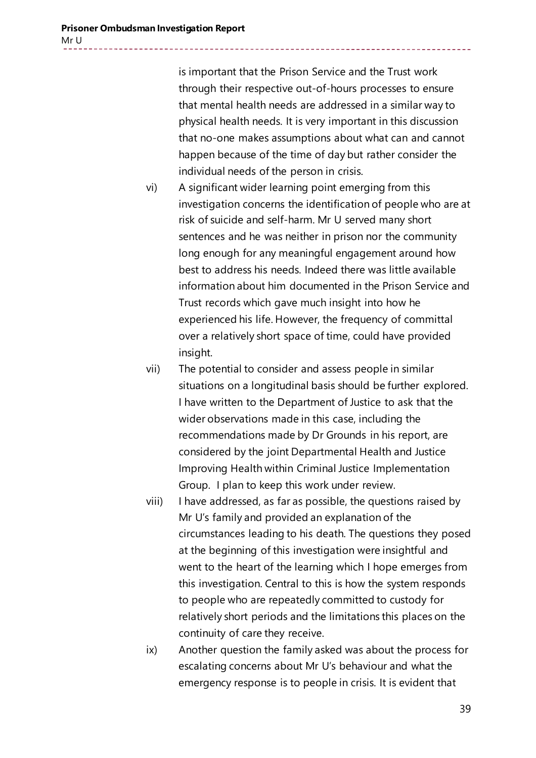is important that the Prison Service and the Trust work through their respective out-of-hours processes to ensure that mental health needs are addressed in a similar way to physical health needs. It is very important in this discussion that no-one makes assumptions about what can and cannot happen because of the time of day but rather consider the individual needs of the person in crisis.

vi) A significant wider learning point emerging from this investigation concerns the identification of people who are at risk of suicide and self-harm. Mr U served many short sentences and he was neither in prison nor the community long enough for any meaningful engagement around how best to address his needs. Indeed there was little available information about him documented in the Prison Service and Trust records which gave much insight into how he experienced his life. However, the frequency of committal over a relatively short space of time, could have provided insight.

vii) The potential to consider and assess people in similar situations on a longitudinal basis should be further explored. I have written to the Department of Justice to ask that the wider observations made in this case, including the recommendations made by Dr Grounds in his report, are considered by the joint Departmental Health and Justice Improving Health within Criminal Justice Implementation Group. I plan to keep this work under review.

viii) I have addressed, as far as possible, the questions raised by Mr U's family and provided an explanation of the circumstances leading to his death. The questions they posed at the beginning of this investigation were insightful and went to the heart of the learning which I hope emerges from this investigation. Central to this is how the system responds to people who are repeatedly committed to custody for relatively short periods and the limitations this places on the continuity of care they receive.

ix) Another question the family asked was about the process for escalating concerns about Mr U's behaviour and what the emergency response is to people in crisis. It is evident that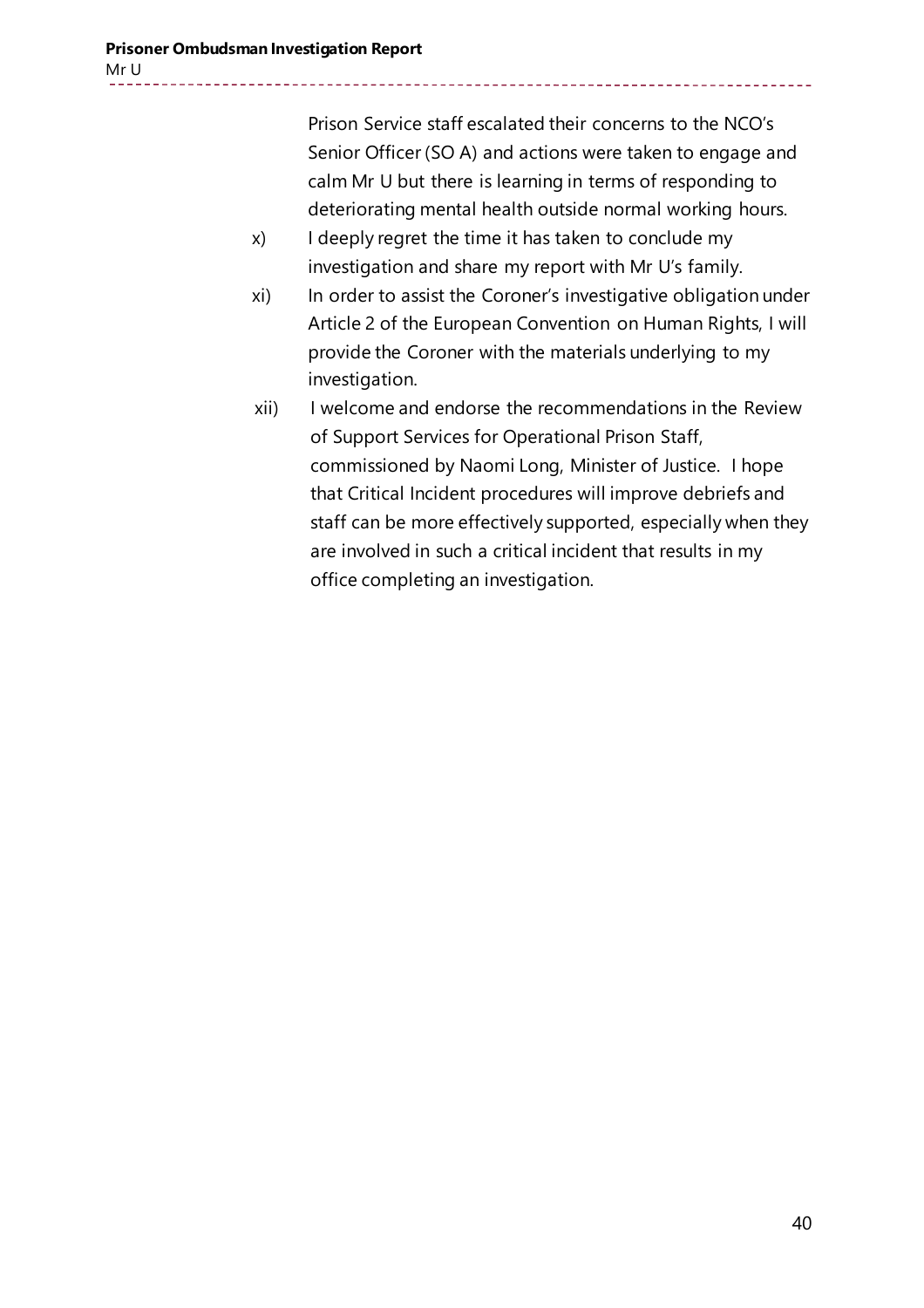Prison Service staff escalated their concerns to the NCO's Senior Officer (SO A) and actions were taken to engage and calm Mr U but there is learning in terms of responding to deteriorating mental health outside normal working hours.

x) I deeply regret the time it has taken to conclude my investigation and share my report with Mr U's family.

xi) In order to assist the Coroner's investigative obligation under Article 2 of the European Convention on Human Rights, I will provide the Coroner with the materials underlying to my investigation.

xii) I welcome and endorse the recommendations in the Review of Support Services for Operational Prison Staff, commissioned by Naomi Long, Minister of Justice. I hope that Critical Incident procedures will improve debriefs and staff can be more effectively supported, especially when they are involved in such a critical incident that results in my office completing an investigation.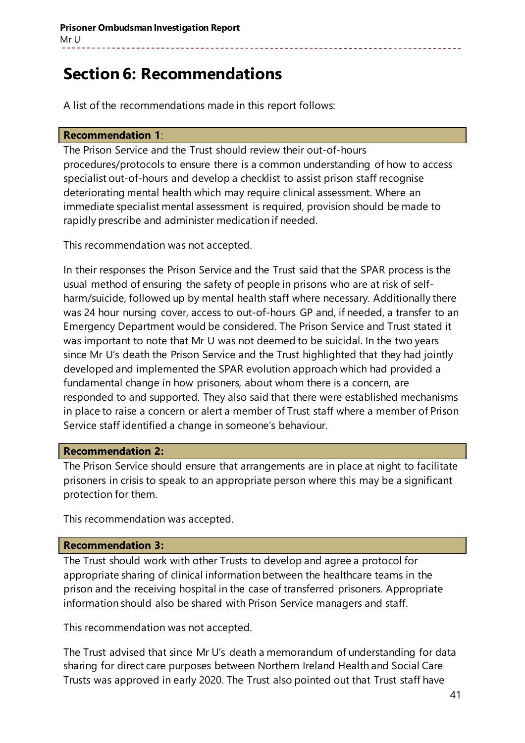# Section 6: Recommendations

A list of the recommendations made in this report follows:

**Recommendation 1**:

The Prison Service and the Trust should review their out-of-hours procedures/protocols to ensure there is a common understanding of how to access specialist out-of-hours and develop a checklist to assist prison staff recognise deteriorating mental health which may require clinical assessment. Where an immediate specialist mental assessment is required, provision should be made to rapidly prescribe and administer medication if needed.

This recommendation was not accepted.

In their responses the Prison Service and the Trust said that the SPAR process is the usual method of ensuring the safety of people in prisons who are at risk of self-harm/suicide, followed up by mental health staff where necessary. Additionally there was 24 hour nursing cover, access to out-of-hours GP and, if needed, a transfer to an Emergency Department would be considered. The Prison Service and Trust stated it was important to note that Mr U was not deemed to be suicidal. In the two years since Mr U's death the Prison Service and the Trust highlighted that they had jointly developed and implemented the SPAR evolution approach which had provided a fundamental change in how prisoners, about whom there is a concern, are responded to and supported. They also said that there were established mechanisms in place to raise a concern or alert a member of Trust staff where a member of Prison Service staff identified a change in someone's behaviour.

**Recommendation 2:**

The Prison Service should ensure that arrangements are in place at night to facilitate prisoners in crisis to speak to an appropriate person where this may be a significant protection for them.

This recommendation was accepted.

**Recommendation 3:**

The Trust should work with other Trusts to develop and agree a protocol for appropriate sharing of clinical information between the healthcare teams in the prison and the receiving hospital in the case of transferred prisoners. Appropriate information should also be shared with Prison Service managers and staff.

This recommendation was not accepted.

The Trust advised that since Mr U's death a memorandum of understanding for data sharing for direct care purposes between Northern Ireland Health and Social Care Trusts was approved in early 2020. The Trust also pointed out that Trust staff have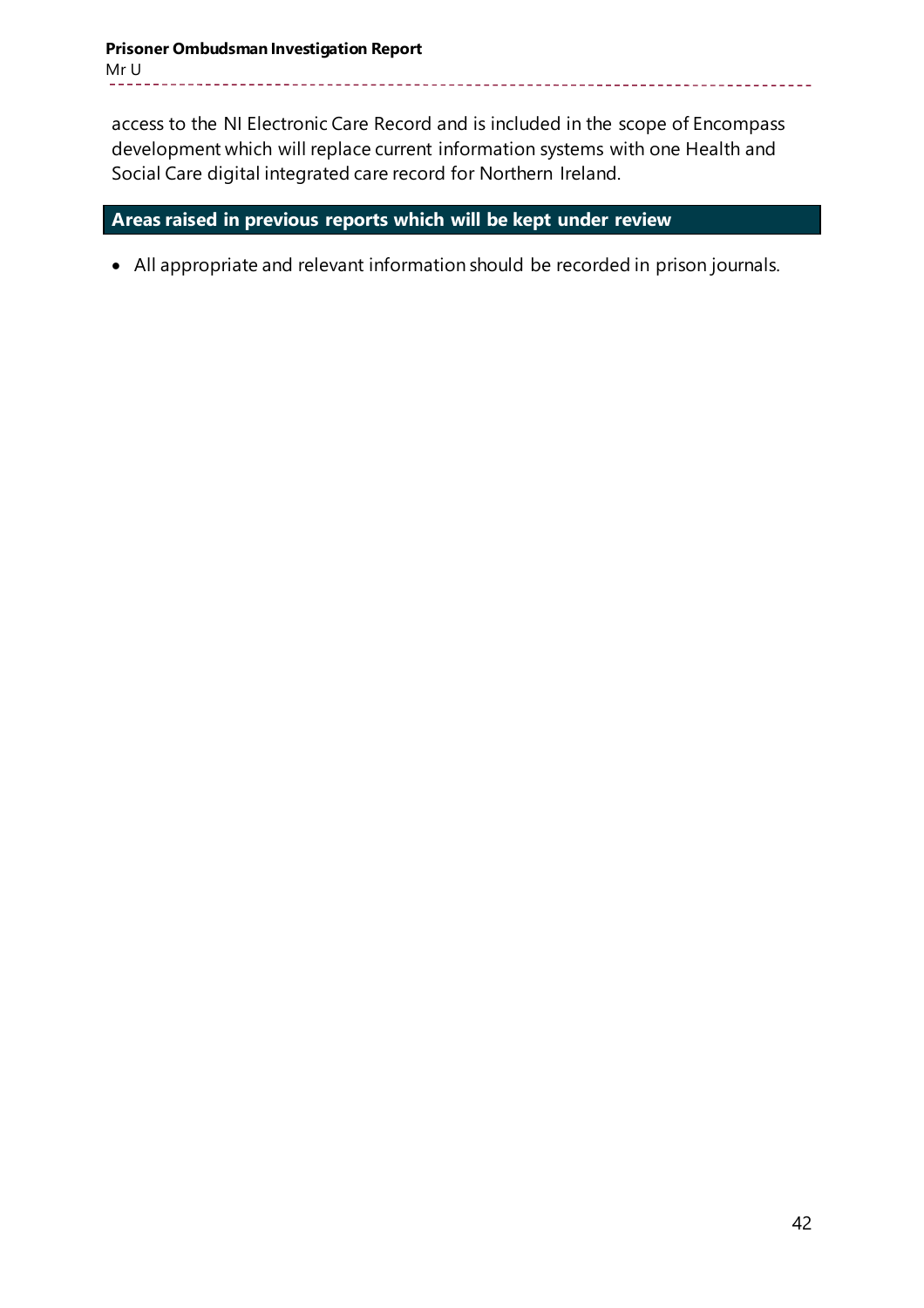access to the NI Electronic Care Record and is included in the scope of Encompass development which will replace current information systems with one Health and Social Care digital integrated care record for Northern Ireland.

## Areas raised in previous reports which will be kept under review

- All appropriate and relevant information should be recorded in prison journals.